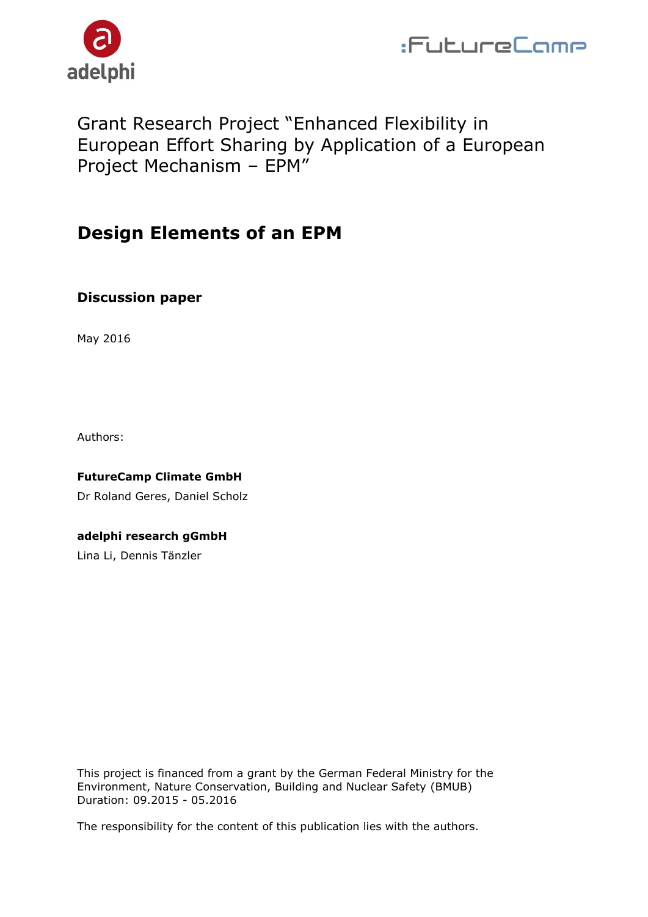adelphi

:FutureCamp

Grant Research Project "Enhanced Flexibility in European Effort Sharing by Application of a European Project Mechanism – EPM"

# Design Elements of an EPM

## Discussion paper

May 2016

Authors:

**FutureCamp Climate GmbH**

Dr Roland Geres, Daniel Scholz

**adelphi research gGmbH**

Lina Li, Dennis Tänzler

This project is financed from a grant by the German Federal Ministry for the Environment, Nature Conservation, Building and Nuclear Safety (BMUB)
Duration: 09.2015 - 05.2016

The responsibility for the content of this publication lies with the authors.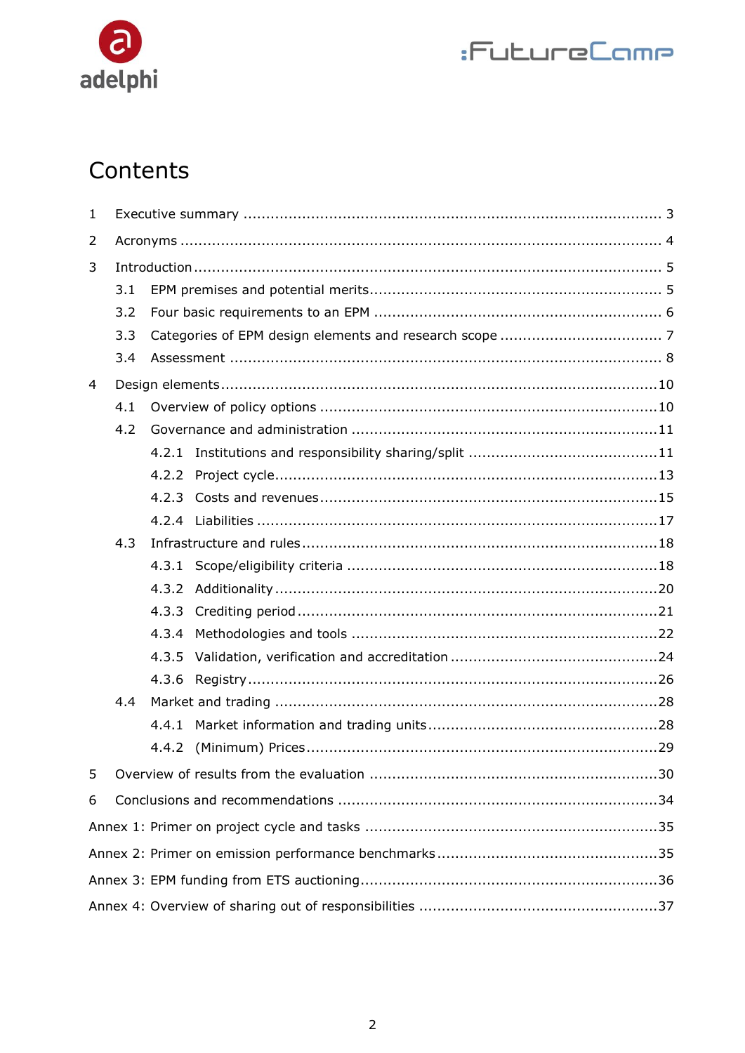# Contents

1 Executive summary ..... 3

2 Acronyms ..... 4

3 Introduction ..... 5

- 3.1 EPM premises and potential merits ..... 5
- 3.2 Four basic requirements to an EPM ..... 6
- 3.3 Categories of EPM design elements and research scope ..... 7
- 3.4 Assessment ..... 8

4 Design elements ..... 10

- 4.1 Overview of policy options ..... 10
- 4.2 Governance and administration ..... 11
  - 4.2.1 Institutions and responsibility sharing/split ..... 11
  - 4.2.2 Project cycle ..... 13
  - 4.2.3 Costs and revenues ..... 15
  - 4.2.4 Liabilities ..... 17
- 4.3 Infrastructure and rules ..... 18
  - 4.3.1 Scope/eligibility criteria ..... 18
  - 4.3.2 Additionality ..... 20
  - 4.3.3 Crediting period ..... 21
  - 4.3.4 Methodologies and tools ..... 22
  - 4.3.5 Validation, verification and accreditation ..... 24
  - 4.3.6 Registry ..... 26
- 4.4 Market and trading ..... 28
  - 4.4.1 Market information and trading units ..... 28
  - 4.4.2 (Minimum) Prices ..... 29

5 Overview of results from the evaluation ..... 30

6 Conclusions and recommendations ..... 34

Annex 1: Primer on project cycle and tasks ..... 35

Annex 2: Primer on emission performance benchmarks ..... 35

Annex 3: EPM funding from ETS auctioning ..... 36

Annex 4: Overview of sharing out of responsibilities ..... 37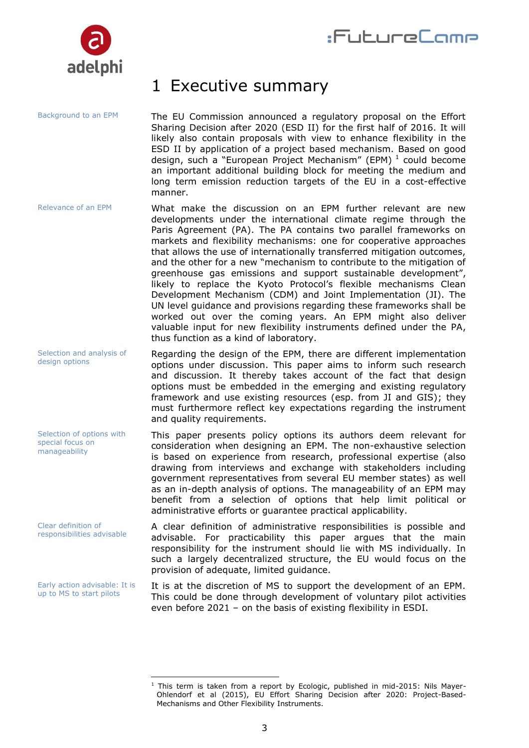# 1 Executive summary

Background to an EPM

The EU Commission announced a regulatory proposal on the Effort Sharing Decision after 2020 (ESD II) for the first half of 2016. It will likely also contain proposals with view to enhance flexibility in the ESD II by application of a project based mechanism. Based on good design, such a "European Project Mechanism" (EPM) [1] could become an important additional building block for meeting the medium and long term emission reduction targets of the EU in a cost-effective manner.

Relevance of an EPM

What make the discussion on an EPM further relevant are new developments under the international climate regime through the Paris Agreement (PA). The PA contains two parallel frameworks on markets and flexibility mechanisms: one for cooperative approaches that allows the use of internationally transferred mitigation outcomes, and the other for a new "mechanism to contribute to the mitigation of greenhouse gas emissions and support sustainable development", likely to replace the Kyoto Protocol's flexible mechanisms Clean Development Mechanism (CDM) and Joint Implementation (JI). The UN level guidance and provisions regarding these frameworks shall be worked out over the coming years. An EPM might also deliver valuable input for new flexibility instruments defined under the PA, thus function as a kind of laboratory.

Selection and analysis of design options

Regarding the design of the EPM, there are different implementation options under discussion. This paper aims to inform such research and discussion. It thereby takes account of the fact that design options must be embedded in the emerging and existing regulatory framework and use existing resources (esp. from JI and GIS); they must furthermore reflect key expectations regarding the instrument and quality requirements.

Selection of options with special focus on manageability

This paper presents policy options its authors deem relevant for consideration when designing an EPM. The non-exhaustive selection is based on experience from research, professional expertise (also drawing from interviews and exchange with stakeholders including government representatives from several EU member states) as well as an in-depth analysis of options. The manageability of an EPM may benefit from a selection of options that help limit political or administrative efforts or guarantee practical applicability.

Clear definition of responsibilities advisable

A clear definition of administrative responsibilities is possible and advisable. For practicability this paper argues that the main responsibility for the instrument should lie with MS individually. In such a largely decentralized structure, the EU would focus on the provision of adequate, limited guidance.

Early action advisable: It is up to MS to start pilots

It is at the discretion of MS to support the development of an EPM. This could be done through development of voluntary pilot activities even before 2021 – on the basis of existing flexibility in ESDI.

[1] This term is taken from a report by Ecologic, published in mid-2015: Nils Mayer-Ohlendorf et al (2015), EU Effort Sharing Decision after 2020: Project-Based-Mechanisms and Other Flexibility Instruments.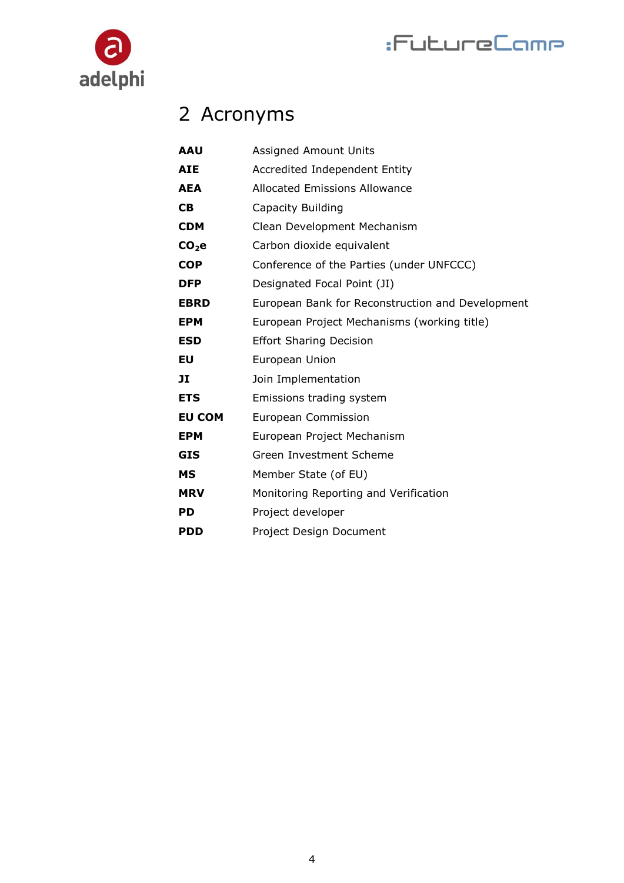# 2 Acronyms

| | |
|---|---|
| **AAU** | Assigned Amount Units |
| **AIE** | Accredited Independent Entity |
| **AEA** | Allocated Emissions Allowance |
| **CB** | Capacity Building |
| **CDM** | Clean Development Mechanism |
| **$CO_2$e** | Carbon dioxide equivalent |
| **COP** | Conference of the Parties (under UNFCCC) |
| **DFP** | Designated Focal Point (JI) |
| **EBRD** | European Bank for Reconstruction and Development |
| **EPM** | European Project Mechanisms (working title) |
| **ESD** | Effort Sharing Decision |
| **EU** | European Union |
| **JI** | Join Implementation |
| **ETS** | Emissions trading system |
| **EU COM** | European Commission |
| **EPM** | European Project Mechanism |
| **GIS** | Green Investment Scheme |
| **MS** | Member State (of EU) |
| **MRV** | Monitoring Reporting and Verification |
| **PD** | Project developer |
| **PDD** | Project Design Document |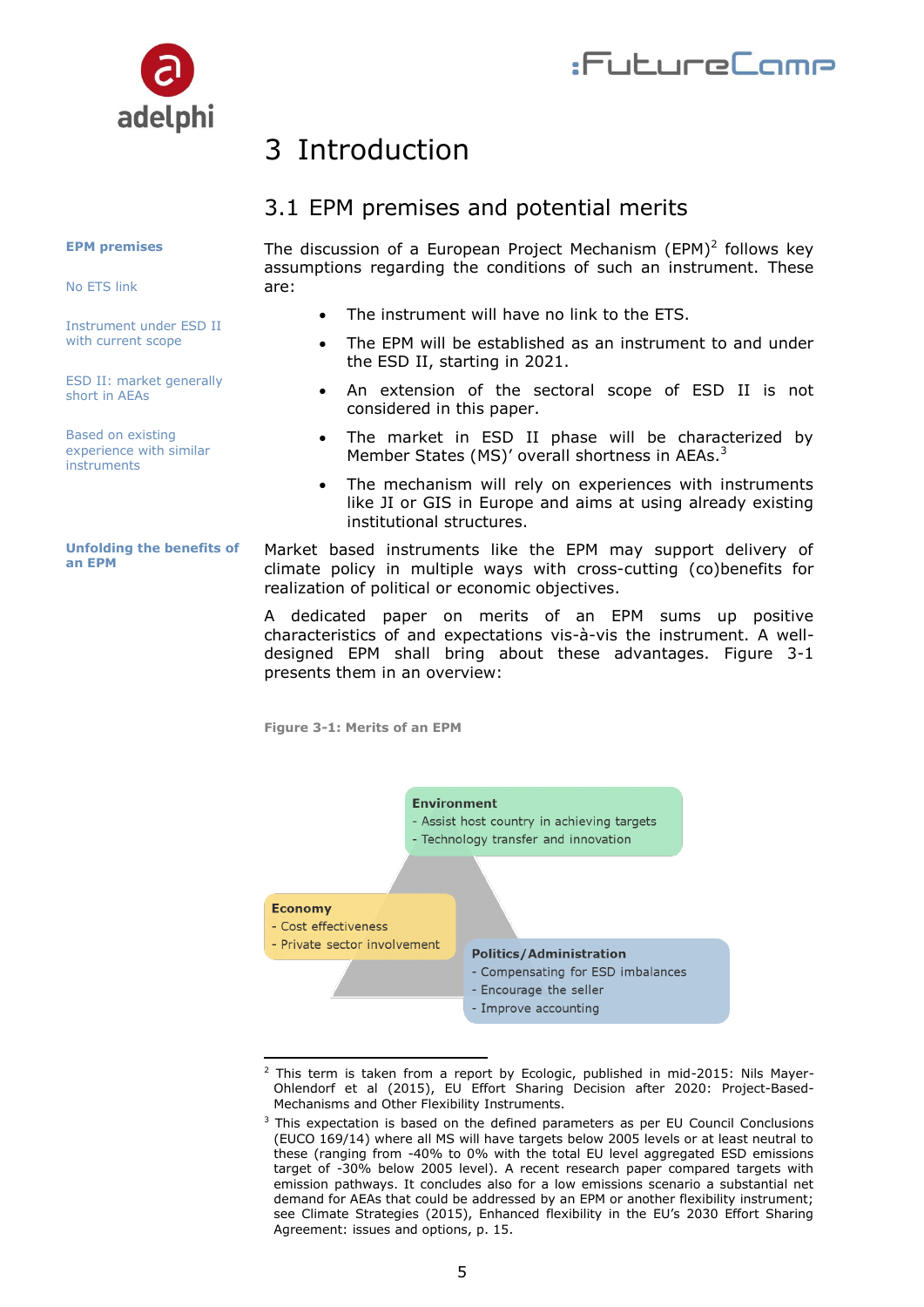# 3 Introduction

## 3.1 EPM premises and potential merits

**EPM premises**

The discussion of a European Project Mechanism (EPM)[2] follows key assumptions regarding the conditions of such an instrument. These are:

- The instrument will have no link to the ETS.
- The EPM will be established as an instrument to and under the ESD II, starting in 2021.
- An extension of the sectoral scope of ESD II is not considered in this paper.
- The market in ESD II phase will be characterized by Member States (MS)' overall shortness in AEAs.[3]
- The mechanism will rely on experiences with instruments like JI or GIS in Europe and aims at using already existing institutional structures.

**Unfolding the benefits of an EPM**

Market based instruments like the EPM may support delivery of climate policy in multiple ways with cross-cutting (co)benefits for realization of political or economic objectives.

A dedicated paper on merits of an EPM sums up positive characteristics of and expectations vis-à-vis the instrument. A well-designed EPM shall bring about these advantages. Figure 3-1 presents them in an overview:

**Figure 3-1: Merits of an EPM**

**Environment**
- Assist host country in achieving targets
- Technology transfer and innovation

**Economy**
- Cost effectiveness
- Private sector involvement

**Politics/Administration**
- Compensating for ESD imbalances
- Encourage the seller
- Improve accounting

---

[2] This term is taken from a report by Ecologic, published in mid-2015: Nils Mayer-Ohlendorf et al (2015), EU Effort Sharing Decision after 2020: Project-Based-Mechanisms and Other Flexibility Instruments.

[3] This expectation is based on the defined parameters as per EU Council Conclusions (EUCO 169/14) where all MS will have targets below 2005 levels or at least neutral to these (ranging from -40% to 0% with the total EU level aggregated ESD emissions target of -30% below 2005 level). A recent research paper compared targets with emission pathways. It concludes also for a low emissions scenario a substantial net demand for AEAs that could be addressed by an EPM or another flexibility instrument; see Climate Strategies (2015), Enhanced flexibility in the EU's 2030 Effort Sharing Agreement: issues and options, p. 15.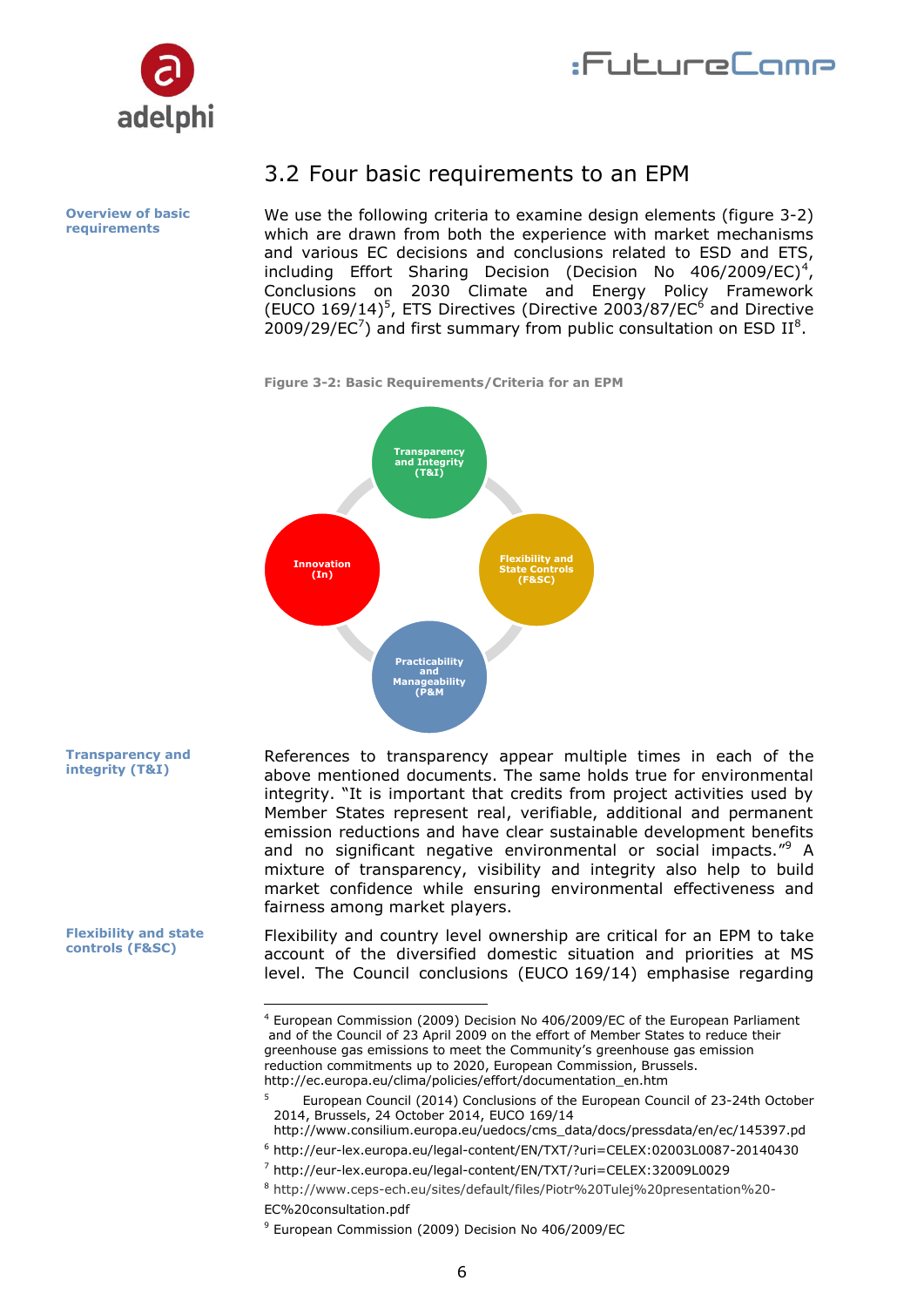## 3.2 Four basic requirements to an EPM

**Overview of basic requirements**

We use the following criteria to examine design elements (figure 3-2) which are drawn from both the experience with market mechanisms and various EC decisions and conclusions related to ESD and ETS, including Effort Sharing Decision (Decision No 406/2009/EC)[4], Conclusions on 2030 Climate and Energy Policy Framework (EUCO 169/14)[5], ETS Directives (Directive 2003/87/EC[6] and Directive 2009/29/EC[7]) and first summary from public consultation on ESD II[8].

**Figure 3-2: Basic Requirements/Criteria for an EPM**

Transparency and Integrity (T&I)

Flexibility and State Controls (F&SC)

Practicability and Manageability (P&M

Innovation (In)

**Transparency and integrity (T&I)**

References to transparency appear multiple times in each of the above mentioned documents. The same holds true for environmental integrity. "It is important that credits from project activities used by Member States represent real, verifiable, additional and permanent emission reductions and have clear sustainable development benefits and no significant negative environmental or social impacts."[9] A mixture of transparency, visibility and integrity also help to build market confidence while ensuring environmental effectiveness and fairness among market players.

**Flexibility and state controls (F&SC)**

Flexibility and country level ownership are critical for an EPM to take account of the diversified domestic situation and priorities at MS level. The Council conclusions (EUCO 169/14) emphasise regarding

---

[4] European Commission (2009) Decision No 406/2009/EC of the European Parliament and of the Council of 23 April 2009 on the effort of Member States to reduce their greenhouse gas emissions to meet the Community's greenhouse gas emission reduction commitments up to 2020, European Commission, Brussels. http://ec.europa.eu/clima/policies/effort/documentation_en.htm

[5] European Council (2014) Conclusions of the European Council of 23-24th October 2014, Brussels, 24 October 2014, EUCO 169/14 http://www.consilium.europa.eu/uedocs/cms_data/docs/pressdata/en/ec/145397.pd

[6] http://eur-lex.europa.eu/legal-content/EN/TXT/?uri=CELEX:02003L0087-20140430

[7] http://eur-lex.europa.eu/legal-content/EN/TXT/?uri=CELEX:32009L0029

[8] http://www.ceps-ech.eu/sites/default/files/Piotr%20Tulej%20presentation%20-EC%20consultation.pdf

[9] European Commission (2009) Decision No 406/2009/EC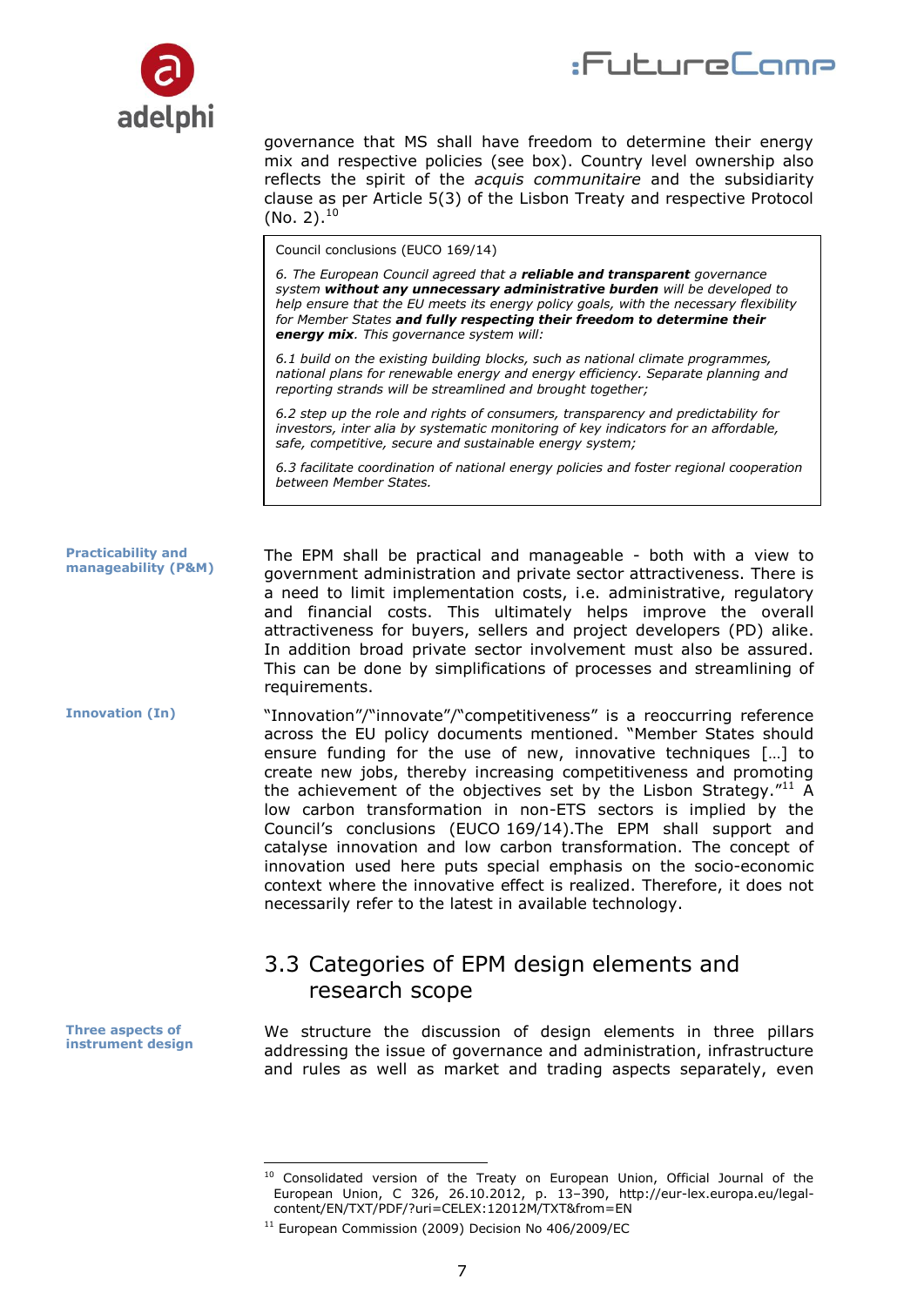governance that MS shall have freedom to determine their energy mix and respective policies (see box). Country level ownership also reflects the spirit of the *acquis communitaire* and the subsidiarity clause as per Article 5(3) of the Lisbon Treaty and respective Protocol (No. 2).[10]

> Council conclusions (EUCO 169/14)
>
> *6. The European Council agreed that a **reliable and transparent** governance system **without any unnecessary administrative burden** will be developed to help ensure that the EU meets its energy policy goals, with the necessary flexibility for Member States **and fully respecting their freedom to determine their energy mix**. This governance system will:*
>
> *6.1 build on the existing building blocks, such as national climate programmes, national plans for renewable energy and energy efficiency. Separate planning and reporting strands will be streamlined and brought together;*
>
> *6.2 step up the role and rights of consumers, transparency and predictability for investors, inter alia by systematic monitoring of key indicators for an affordable, safe, competitive, secure and sustainable energy system;*
>
> *6.3 facilitate coordination of national energy policies and foster regional cooperation between Member States.*

**Practicability and manageability (P&M)**

The EPM shall be practical and manageable - both with a view to government administration and private sector attractiveness. There is a need to limit implementation costs, i.e. administrative, regulatory and financial costs. This ultimately helps improve the overall attractiveness for buyers, sellers and project developers (PD) alike. In addition broad private sector involvement must also be assured. This can be done by simplifications of processes and streamlining of requirements.

**Innovation (In)**

"Innovation"/"innovate"/"competitiveness" is a reoccurring reference across the EU policy documents mentioned. "Member States should ensure funding for the use of new, innovative techniques […] to create new jobs, thereby increasing competitiveness and promoting the achievement of the objectives set by the Lisbon Strategy."[11] A low carbon transformation in non-ETS sectors is implied by the Council's conclusions (EUCO 169/14).The EPM shall support and catalyse innovation and low carbon transformation. The concept of innovation used here puts special emphasis on the socio-economic context where the innovative effect is realized. Therefore, it does not necessarily refer to the latest in available technology.

## 3.3 Categories of EPM design elements and research scope

**Three aspects of instrument design**

We structure the discussion of design elements in three pillars addressing the issue of governance and administration, infrastructure and rules as well as market and trading aspects separately, even

---

[10] Consolidated version of the Treaty on European Union, Official Journal of the European Union, C 326, 26.10.2012, p. 13–390, http://eur-lex.europa.eu/legal-content/EN/TXT/PDF/?uri=CELEX:12012M/TXT&from=EN

[11] European Commission (2009) Decision No 406/2009/EC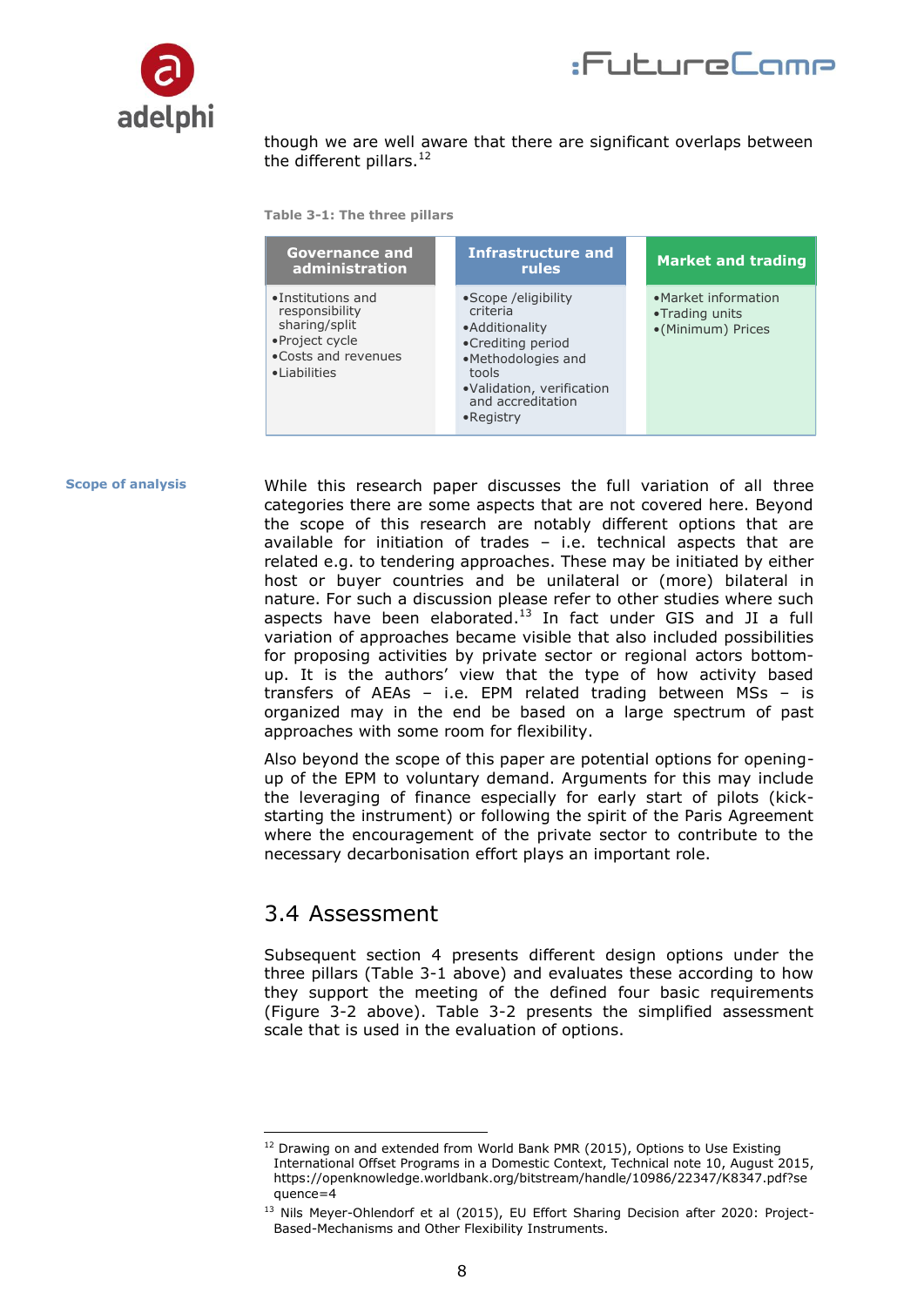though we are well aware that there are significant overlaps between the different pillars.[12]

**Table 3-1: The three pillars**

| Governance and administration | Infrastructure and rules | Market and trading |
|---|---|---|
| •Institutions and responsibility sharing/split<br>•Project cycle<br>•Costs and revenues<br>•Liabilities | •Scope /eligibility criteria<br>•Additionality<br>•Crediting period<br>•Methodologies and tools<br>•Validation, verification and accreditation<br>•Registry | •Market information<br>•Trading units<br>•(Minimum) Prices |

**Scope of analysis**

While this research paper discusses the full variation of all three categories there are some aspects that are not covered here. Beyond the scope of this research are notably different options that are available for initiation of trades – i.e. technical aspects that are related e.g. to tendering approaches. These may be initiated by either host or buyer countries and be unilateral or (more) bilateral in nature. For such a discussion please refer to other studies where such aspects have been elaborated.[13] In fact under GIS and JI a full variation of approaches became visible that also included possibilities for proposing activities by private sector or regional actors bottom-up. It is the authors' view that the type of how activity based transfers of AEAs – i.e. EPM related trading between MSs – is organized may in the end be based on a large spectrum of past approaches with some room for flexibility.

Also beyond the scope of this paper are potential options for opening-up of the EPM to voluntary demand. Arguments for this may include the leveraging of finance especially for early start of pilots (kick-starting the instrument) or following the spirit of the Paris Agreement where the encouragement of the private sector to contribute to the necessary decarbonisation effort plays an important role.

## 3.4 Assessment

Subsequent section 4 presents different design options under the three pillars (Table 3-1 above) and evaluates these according to how they support the meeting of the defined four basic requirements (Figure 3-2 above). Table 3-2 presents the simplified assessment scale that is used in the evaluation of options.

---

[12] Drawing on and extended from World Bank PMR (2015), Options to Use Existing International Offset Programs in a Domestic Context, Technical note 10, August 2015, https://openknowledge.worldbank.org/bitstream/handle/10986/22347/K8347.pdf?sequence=4

[13] Nils Meyer-Ohlendorf et al (2015), EU Effort Sharing Decision after 2020: Project-Based-Mechanisms and Other Flexibility Instruments.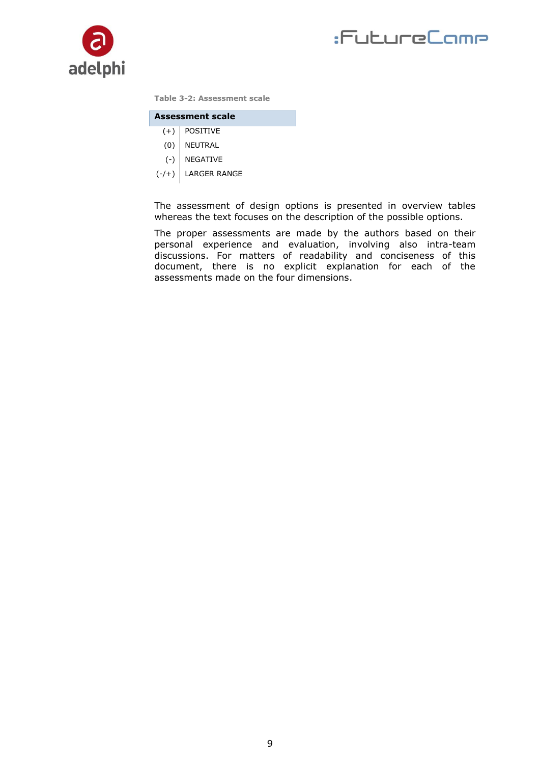**Table 3-2: Assessment scale**

| Assessment scale | |
|---|---|
| (+) | POSITIVE |
| (0) | NEUTRAL |
| (-) | NEGATIVE |
| (-/+) | LARGER RANGE |

The assessment of design options is presented in overview tables whereas the text focuses on the description of the possible options.

The proper assessments are made by the authors based on their personal experience and evaluation, involving also intra-team discussions. For matters of readability and conciseness of this document, there is no explicit explanation for each of the assessments made on the four dimensions.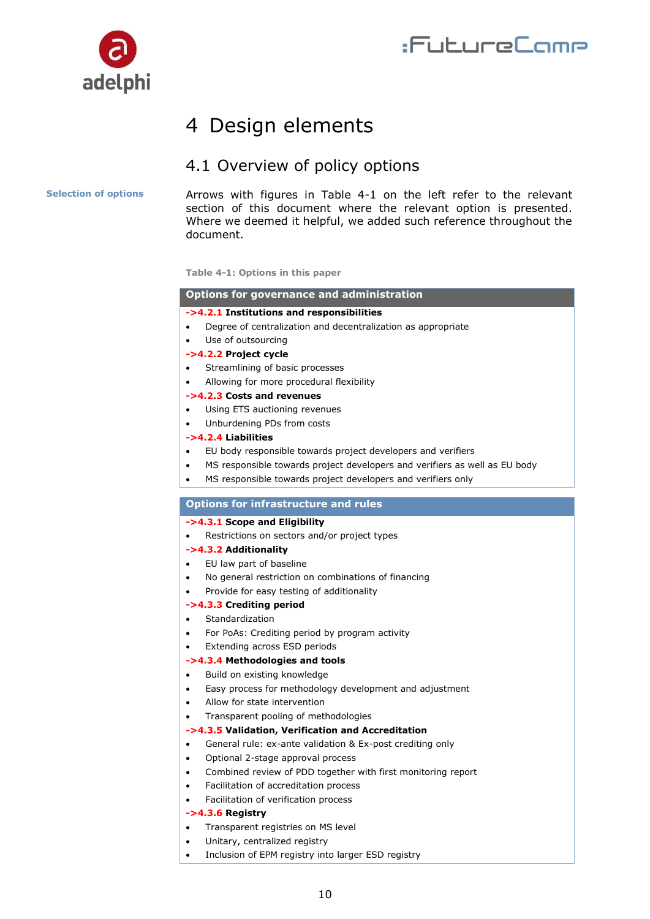# 4 Design elements

## 4.1 Overview of policy options

**Selection of options**

Arrows with figures in Table 4-1 on the left refer to the relevant section of this document where the relevant option is presented. Where we deemed it helpful, we added such reference throughout the document.

**Table 4-1: Options in this paper**

| Options for governance and administration |
|---|
| **->4.2.1 Institutions and responsibilities** |
| • Degree of centralization and decentralization as appropriate |
| • Use of outsourcing |
| **->4.2.2 Project cycle** |
| • Streamlining of basic processes |
| • Allowing for more procedural flexibility |
| **->4.2.3 Costs and revenues** |
| • Using ETS auctioning revenues |
| • Unburdening PDs from costs |
| **->4.2.4 Liabilities** |
| • EU body responsible towards project developers and verifiers |
| • MS responsible towards project developers and verifiers as well as EU body |
| • MS responsible towards project developers and verifiers only |

| Options for infrastructure and rules |
|---|
| **->4.3.1 Scope and Eligibility** |
| • Restrictions on sectors and/or project types |
| **->4.3.2 Additionality** |
| • EU law part of baseline |
| • No general restriction on combinations of financing |
| • Provide for easy testing of additionality |
| **->4.3.3 Crediting period** |
| • Standardization |
| • For PoAs: Crediting period by program activity |
| • Extending across ESD periods |
| **->4.3.4 Methodologies and tools** |
| • Build on existing knowledge |
| • Easy process for methodology development and adjustment |
| • Allow for state intervention |
| • Transparent pooling of methodologies |
| **->4.3.5 Validation, Verification and Accreditation** |
| • General rule: ex-ante validation & Ex-post crediting only |
| • Optional 2-stage approval process |
| • Combined review of PDD together with first monitoring report |
| • Facilitation of accreditation process |
| • Facilitation of verification process |
| **->4.3.6 Registry** |
| • Transparent registries on MS level |
| • Unitary, centralized registry |
| • Inclusion of EPM registry into larger ESD registry |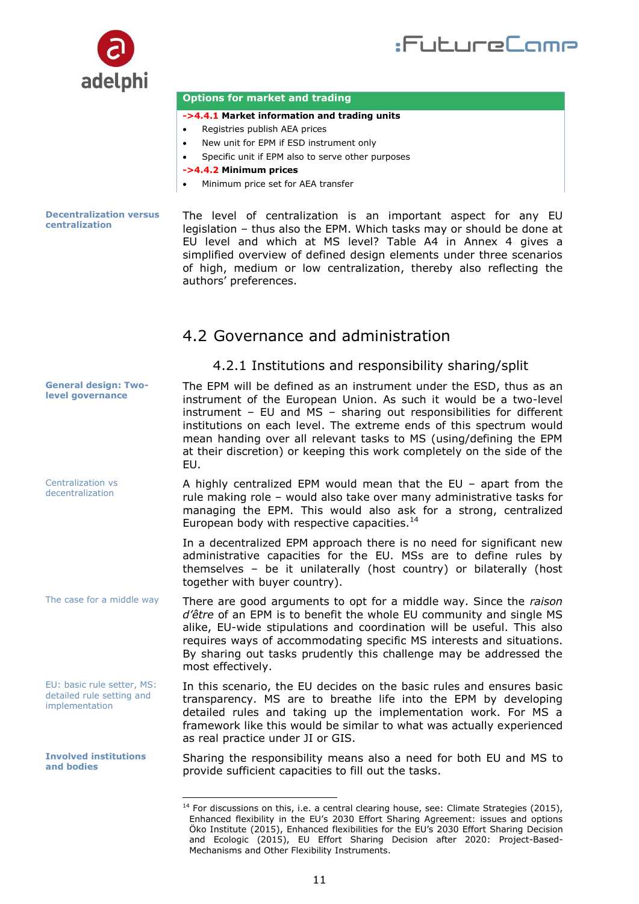**Options for market and trading**

**->4.4.1 Market information and trading units**

- Registries publish AEA prices
- New unit for EPM if ESD instrument only
- Specific unit if EPM also to serve other purposes

**->4.4.2 Minimum prices**

- Minimum price set for AEA transfer

**Decentralization versus centralization**

The level of centralization is an important aspect for any EU legislation – thus also the EPM. Which tasks may or should be done at EU level and which at MS level? Table A4 in Annex 4 gives a simplified overview of defined design elements under three scenarios of high, medium or low centralization, thereby also reflecting the authors' preferences.

## 4.2 Governance and administration

### 4.2.1 Institutions and responsibility sharing/split

**General design: Two-level governance**

The EPM will be defined as an instrument under the ESD, thus as an instrument of the European Union. As such it would be a two-level instrument – EU and MS – sharing out responsibilities for different institutions on each level. The extreme ends of this spectrum would mean handing over all relevant tasks to MS (using/defining the EPM at their discretion) or keeping this work completely on the side of the EU.

Centralization vs decentralization

A highly centralized EPM would mean that the EU – apart from the rule making role – would also take over many administrative tasks for managing the EPM. This would also ask for a strong, centralized European body with respective capacities.[14]

In a decentralized EPM approach there is no need for significant new administrative capacities for the EU. MSs are to define rules by themselves – be it unilaterally (host country) or bilaterally (host together with buyer country).

The case for a middle way

There are good arguments to opt for a middle way. Since the *raison d'être* of an EPM is to benefit the whole EU community and single MS alike, EU-wide stipulations and coordination will be useful. This also requires ways of accommodating specific MS interests and situations. By sharing out tasks prudently this challenge may be addressed the most effectively.

EU: basic rule setter, MS: detailed rule setting and implementation

In this scenario, the EU decides on the basic rules and ensures basic transparency. MS are to breathe life into the EPM by developing detailed rules and taking up the implementation work. For MS a framework like this would be similar to what was actually experienced as real practice under JI or GIS.

**Involved institutions and bodies**

Sharing the responsibility means also a need for both EU and MS to provide sufficient capacities to fill out the tasks.

---

[14] For discussions on this, i.e. a central clearing house, see: Climate Strategies (2015), Enhanced flexibility in the EU's 2030 Effort Sharing Agreement: issues and options Öko Institute (2015), Enhanced flexibilities for the EU's 2030 Effort Sharing Decision and Ecologic (2015), EU Effort Sharing Decision after 2020: Project-Based-Mechanisms and Other Flexibility Instruments.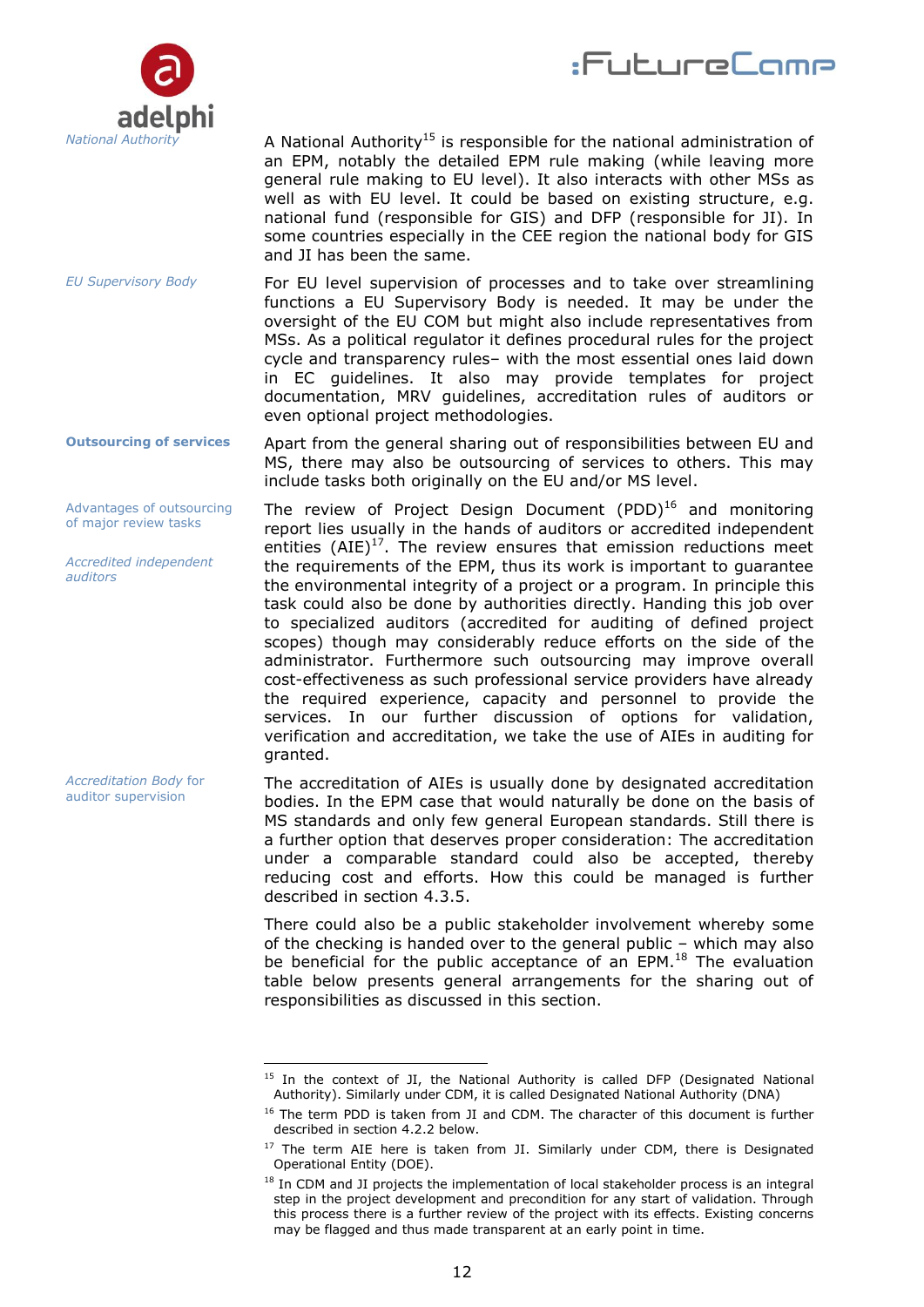*National Authority*

A National Authority[15] is responsible for the national administration of an EPM, notably the detailed EPM rule making (while leaving more general rule making to EU level). It also interacts with other MSs as well as with EU level. It could be based on existing structure, e.g. national fund (responsible for GIS) and DFP (responsible for JI). In some countries especially in the CEE region the national body for GIS and JI has been the same.

*EU Supervisory Body*

For EU level supervision of processes and to take over streamlining functions a EU Supervisory Body is needed. It may be under the oversight of the EU COM but might also include representatives from MSs. As a political regulator it defines procedural rules for the project cycle and transparency rules– with the most essential ones laid down in EC guidelines. It also may provide templates for project documentation, MRV guidelines, accreditation rules of auditors or even optional project methodologies.

**Outsourcing of services**

Apart from the general sharing out of responsibilities between EU and MS, there may also be outsourcing of services to others. This may include tasks both originally on the EU and/or MS level.

Advantages of outsourcing of major review tasks

*Accredited independent auditors*

The review of Project Design Document (PDD)[16] and monitoring report lies usually in the hands of auditors or accredited independent entities (AIE)[17]. The review ensures that emission reductions meet the requirements of the EPM, thus its work is important to guarantee the environmental integrity of a project or a program. In principle this task could also be done by authorities directly. Handing this job over to specialized auditors (accredited for auditing of defined project scopes) though may considerably reduce efforts on the side of the administrator. Furthermore such outsourcing may improve overall cost-effectiveness as such professional service providers have already the required experience, capacity and personnel to provide the services. In our further discussion of options for validation, verification and accreditation, we take the use of AIEs in auditing for granted.

*Accreditation Body* for auditor supervision

The accreditation of AIEs is usually done by designated accreditation bodies. In the EPM case that would naturally be done on the basis of MS standards and only few general European standards. Still there is a further option that deserves proper consideration: The accreditation under a comparable standard could also be accepted, thereby reducing cost and efforts. How this could be managed is further described in section 4.3.5.

There could also be a public stakeholder involvement whereby some of the checking is handed over to the general public – which may also be beneficial for the public acceptance of an EPM.[18] The evaluation table below presents general arrangements for the sharing out of responsibilities as discussed in this section.

---

[15] In the context of JI, the National Authority is called DFP (Designated National Authority). Similarly under CDM, it is called Designated National Authority (DNA)

[16] The term PDD is taken from JI and CDM. The character of this document is further described in section 4.2.2 below.

[17] The term AIE here is taken from JI. Similarly under CDM, there is Designated Operational Entity (DOE).

[18] In CDM and JI projects the implementation of local stakeholder process is an integral step in the project development and precondition for any start of validation. Through this process there is a further review of the project with its effects. Existing concerns may be flagged and thus made transparent at an early point in time.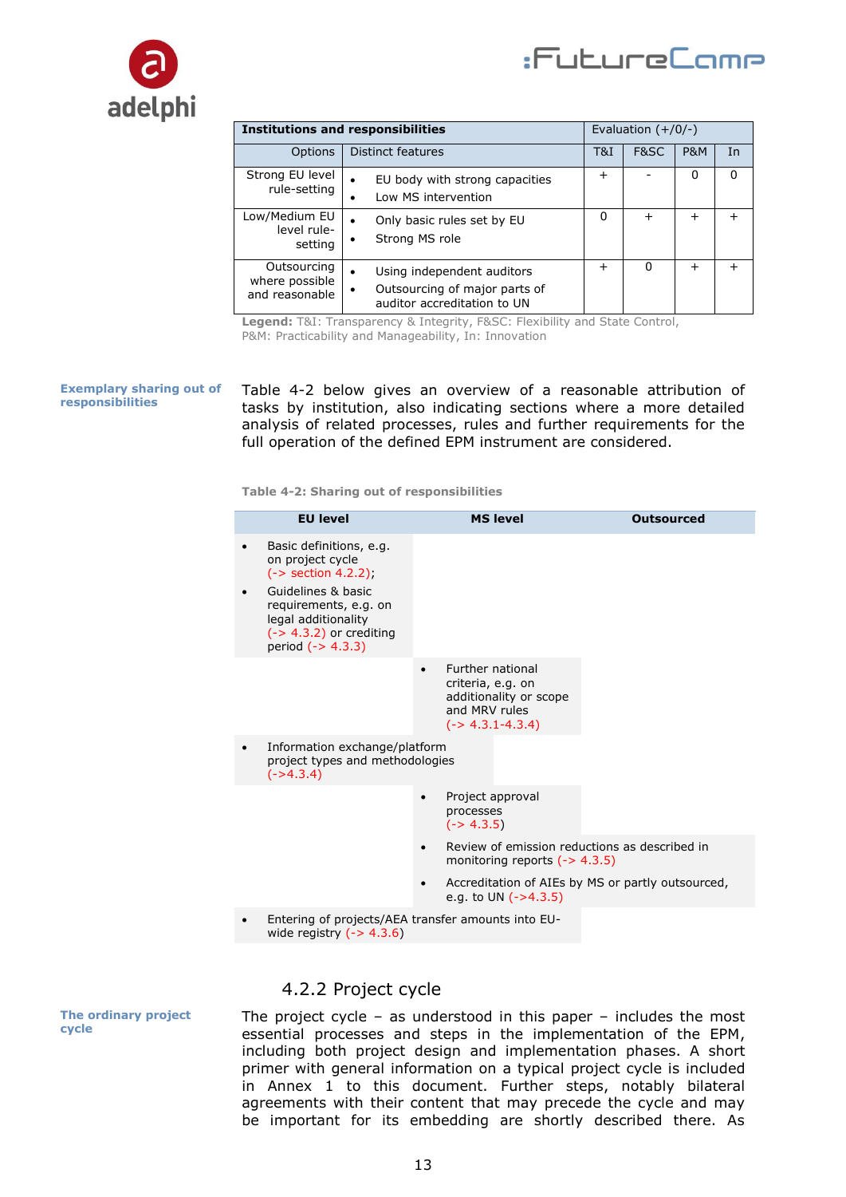| Institutions and responsibilities | | Evaluation (+/0/-) | | | |
|---|---|---|---|---|---|
| Options | Distinct features | T&I | F&SC | P&M | In |
| Strong EU level rule-setting | • EU body with strong capacities<br>• Low MS intervention | + | - | 0 | 0 |
| Low/Medium EU level rule-setting | • Only basic rules set by EU<br>• Strong MS role | 0 | + | + | + |
| Outsourcing where possible and reasonable | • Using independent auditors<br>• Outsourcing of major parts of auditor accreditation to UN | + | 0 | + | + |

**Legend:** T&I: Transparency & Integrity, F&SC: Flexibility and State Control, P&M: Practicability and Manageability, In: Innovation

**Exemplary sharing out of responsibilities**

Table 4-2 below gives an overview of a reasonable attribution of tasks by institution, also indicating sections where a more detailed analysis of related processes, rules and further requirements for the full operation of the defined EPM instrument are considered.

**Table 4-2: Sharing out of responsibilities**

| EU level | MS level | Outsourced |
|---|---|---|
| • Basic definitions, e.g. on project cycle (-> section 4.2.2);<br>• Guidelines & basic requirements, e.g. on legal additionality (-> 4.3.2) or crediting period (-> 4.3.3) | | |
| | • Further national criteria, e.g. on additionality or scope and MRV rules (-> 4.3.1-4.3.4) | |
| • Information exchange/platform project types and methodologies (->4.3.4) | | |
| | • Project approval processes (-> 4.3.5) | |
| | • Review of emission reductions as described in monitoring reports (-> 4.3.5) | |
| | • Accreditation of AIEs by MS or partly outsourced, e.g. to UN (->4.3.5) | |
| • Entering of projects/AEA transfer amounts into EU-wide registry (-> 4.3.6) | | |

### 4.2.2 Project cycle

**The ordinary project cycle**

The project cycle – as understood in this paper – includes the most essential processes and steps in the implementation of the EPM, including both project design and implementation phases. A short primer with general information on a typical project cycle is included in Annex 1 to this document. Further steps, notably bilateral agreements with their content that may precede the cycle and may be important for its embedding are shortly described there. As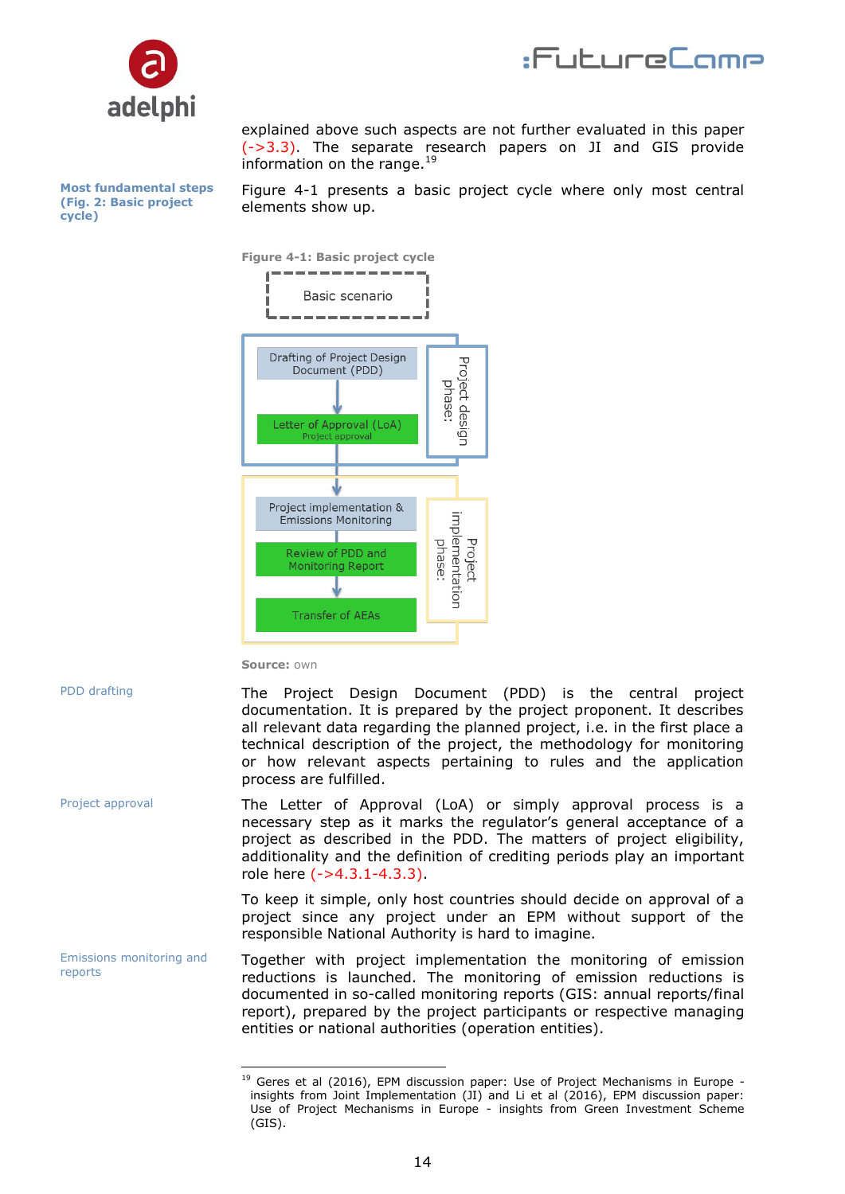explained above such aspects are not further evaluated in this paper (->3.3). The separate research papers on JI and GIS provide information on the range.[19]

**Most fundamental steps (Fig. 2: Basic project cycle)**

Figure 4-1 presents a basic project cycle where only most central elements show up.

**Figure 4-1: Basic project cycle**

Basic scenario

Project design phase:
- Drafting of Project Design Document (PDD)
- Letter of Approval (LoA) – Project approval

Project implementation phase:
- Project implementation & Emissions Monitoring
- Review of PDD and Monitoring Report
- Transfer of AEAs

**Source:** own

PDD drafting

The Project Design Document (PDD) is the central project documentation. It is prepared by the project proponent. It describes all relevant data regarding the planned project, i.e. in the first place a technical description of the project, the methodology for monitoring or how relevant aspects pertaining to rules and the application process are fulfilled.

Project approval

The Letter of Approval (LoA) or simply approval process is a necessary step as it marks the regulator's general acceptance of a project as described in the PDD. The matters of project eligibility, additionality and the definition of crediting periods play an important role here (->4.3.1-4.3.3).

To keep it simple, only host countries should decide on approval of a project since any project under an EPM without support of the responsible National Authority is hard to imagine.

Emissions monitoring and reports

Together with project implementation the monitoring of emission reductions is launched. The monitoring of emission reductions is documented in so-called monitoring reports (GIS: annual reports/final report), prepared by the project participants or respective managing entities or national authorities (operation entities).

---

[19] Geres et al (2016), EPM discussion paper: Use of Project Mechanisms in Europe - insights from Joint Implementation (JI) and Li et al (2016), EPM discussion paper: Use of Project Mechanisms in Europe - insights from Green Investment Scheme (GIS).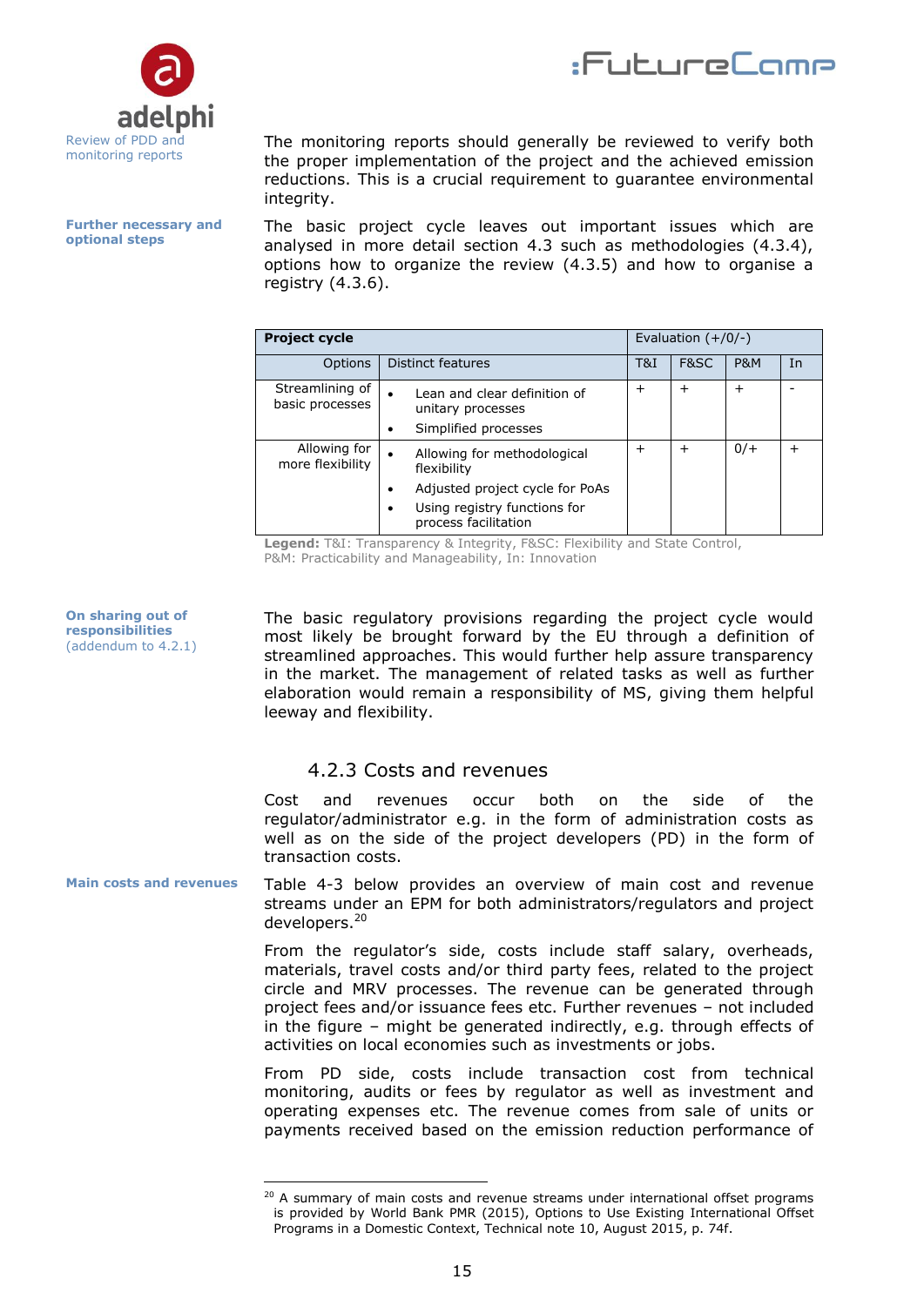**Review of PDD and monitoring reports**

The monitoring reports should generally be reviewed to verify both the proper implementation of the project and the achieved emission reductions. This is a crucial requirement to guarantee environmental integrity.

**Further necessary and optional steps**

The basic project cycle leaves out important issues which are analysed in more detail section 4.3 such as methodologies (4.3.4), options how to organize the review (4.3.5) and how to organise a registry (4.3.6).

| **Project cycle** | | Evaluation (+/0/-) | | | |
|---|---|---|---|---|---|
| Options | Distinct features | T&I | F&SC | P&M | In |
| Streamlining of basic processes | • Lean and clear definition of unitary processes<br>• Simplified processes | + | + | + | - |
| Allowing for more flexibility | • Allowing for methodological flexibility<br>• Adjusted project cycle for PoAs<br>• Using registry functions for process facilitation | + | + | 0/+ | + |

**Legend:** T&I: Transparency & Integrity, F&SC: Flexibility and State Control, P&M: Practicability and Manageability, In: Innovation

**On sharing out of responsibilities** (addendum to 4.2.1)

The basic regulatory provisions regarding the project cycle would most likely be brought forward by the EU through a definition of streamlined approaches. This would further help assure transparency in the market. The management of related tasks as well as further elaboration would remain a responsibility of MS, giving them helpful leeway and flexibility.

### 4.2.3 Costs and revenues

Cost and revenues occur both on the side of the regulator/administrator e.g. in the form of administration costs as well as on the side of the project developers (PD) in the form of transaction costs.

**Main costs and revenues**

Table 4-3 below provides an overview of main cost and revenue streams under an EPM for both administrators/regulators and project developers.[20]

From the regulator's side, costs include staff salary, overheads, materials, travel costs and/or third party fees, related to the project circle and MRV processes. The revenue can be generated through project fees and/or issuance fees etc. Further revenues – not included in the figure – might be generated indirectly, e.g. through effects of activities on local economies such as investments or jobs.

From PD side, costs include transaction cost from technical monitoring, audits or fees by regulator as well as investment and operating expenses etc. The revenue comes from sale of units or payments received based on the emission reduction performance of

[20] A summary of main costs and revenue streams under international offset programs is provided by World Bank PMR (2015), Options to Use Existing International Offset Programs in a Domestic Context, Technical note 10, August 2015, p. 74f.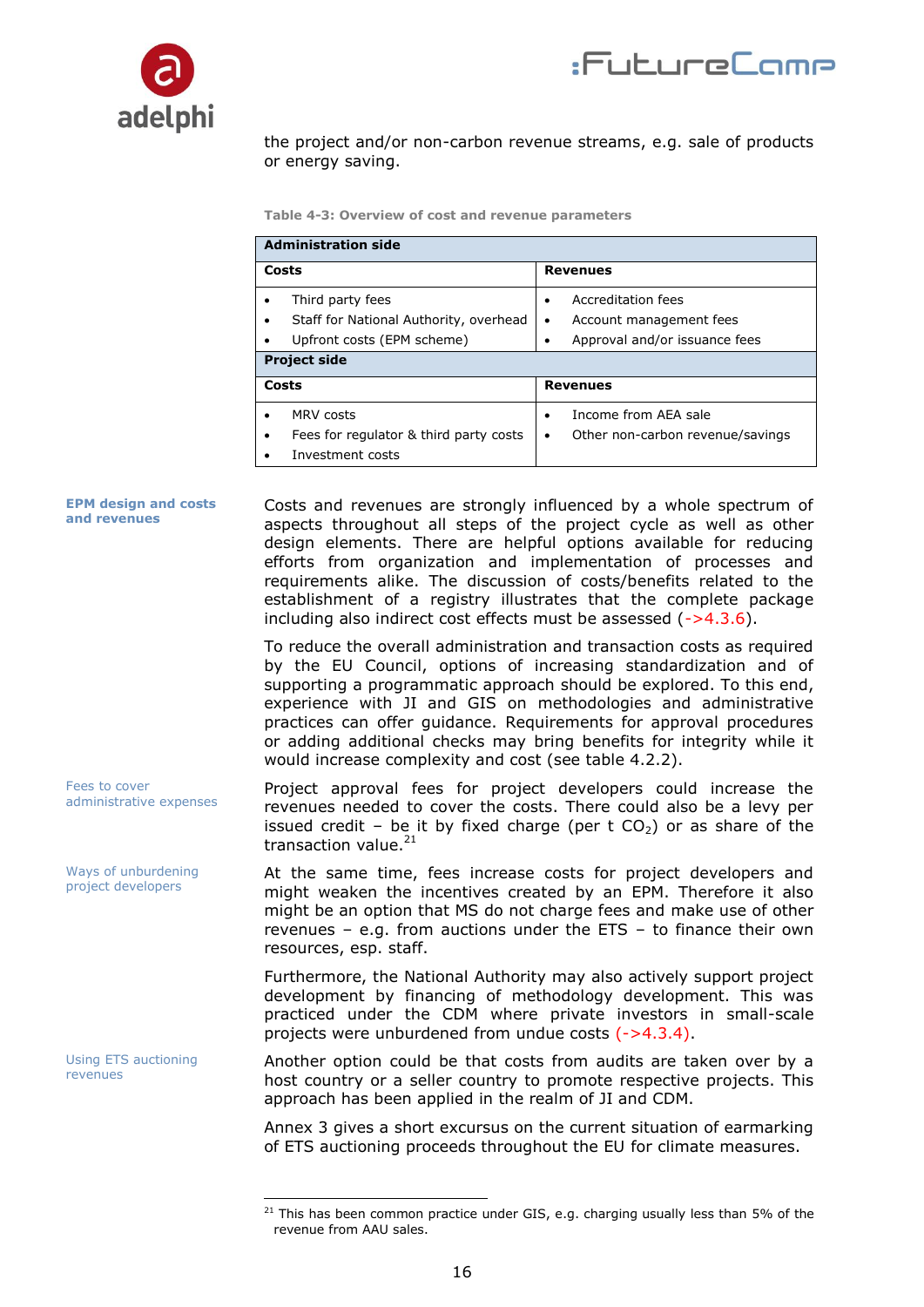the project and/or non-carbon revenue streams, e.g. sale of products or energy saving.

**Table 4-3: Overview of cost and revenue parameters**

| **Administration side** | |
|---|---|
| **Costs** | **Revenues** |
| • Third party fees<br>• Staff for National Authority, overhead<br>• Upfront costs (EPM scheme) | • Accreditation fees<br>• Account management fees<br>• Approval and/or issuance fees |
| **Project side** | |
| **Costs** | **Revenues** |
| • MRV costs<br>• Fees for regulator & third party costs<br>• Investment costs | • Income from AEA sale<br>• Other non-carbon revenue/savings |

**EPM design and costs and revenues**

Costs and revenues are strongly influenced by a whole spectrum of aspects throughout all steps of the project cycle as well as other design elements. There are helpful options available for reducing efforts from organization and implementation of processes and requirements alike. The discussion of costs/benefits related to the establishment of a registry illustrates that the complete package including also indirect cost effects must be assessed (->4.3.6).

To reduce the overall administration and transaction costs as required by the EU Council, options of increasing standardization and of supporting a programmatic approach should be explored. To this end, experience with JI and GIS on methodologies and administrative practices can offer guidance. Requirements for approval procedures or adding additional checks may bring benefits for integrity while it would increase complexity and cost (see table 4.2.2).

Fees to cover administrative expenses

Project approval fees for project developers could increase the revenues needed to cover the costs. There could also be a levy per issued credit – be it by fixed charge (per t $CO_2$) or as share of the transaction value.[21]

Ways of unburdening project developers

At the same time, fees increase costs for project developers and might weaken the incentives created by an EPM. Therefore it also might be an option that MS do not charge fees and make use of other revenues – e.g. from auctions under the ETS – to finance their own resources, esp. staff.

Furthermore, the National Authority may also actively support project development by financing of methodology development. This was practiced under the CDM where private investors in small-scale projects were unburdened from undue costs (->4.3.4).

Using ETS auctioning revenues

Another option could be that costs from audits are taken over by a host country or a seller country to promote respective projects. This approach has been applied in the realm of JI and CDM.

Annex 3 gives a short excursus on the current situation of earmarking of ETS auctioning proceeds throughout the EU for climate measures.

---

[21] This has been common practice under GIS, e.g. charging usually less than 5% of the revenue from AAU sales.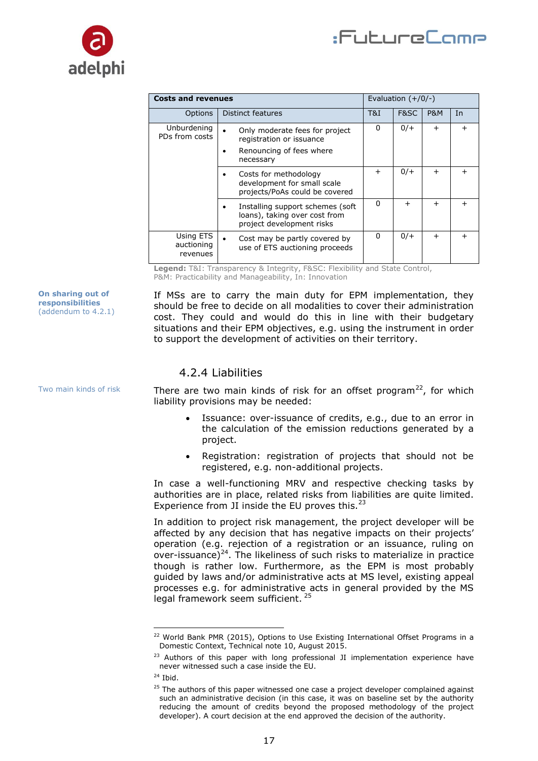| Costs and revenues | | Evaluation (+/0/-) | | | |
|---|---|---|---|---|---|
| Options | Distinct features | T&I | F&SC | P&M | In |
| Unburdening PDs from costs | • Only moderate fees for project registration or issuance<br>• Renouncing of fees where necessary | 0 | 0/+ | + | + |
| | • Costs for methodology development for small scale projects/PoAs could be covered | + | 0/+ | + | + |
| | • Installing support schemes (soft loans), taking over cost from project development risks | 0 | + | + | + |
| Using ETS auctioning revenues | • Cost may be partly covered by use of ETS auctioning proceeds | 0 | 0/+ | + | + |

**Legend:** T&I: Transparency & Integrity, F&SC: Flexibility and State Control, P&M: Practicability and Manageability, In: Innovation

**On sharing out of responsibilities** (addendum to 4.2.1)

If MSs are to carry the main duty for EPM implementation, they should be free to decide on all modalities to cover their administration cost. They could and would do this in line with their budgetary situations and their EPM objectives, e.g. using the instrument in order to support the development of activities on their territory.

### 4.2.4 Liabilities

Two main kinds of risk

There are two main kinds of risk for an offset program[22], for which liability provisions may be needed:

- Issuance: over-issuance of credits, e.g., due to an error in the calculation of the emission reductions generated by a project.
- Registration: registration of projects that should not be registered, e.g. non-additional projects.

In case a well-functioning MRV and respective checking tasks by authorities are in place, related risks from liabilities are quite limited. Experience from JI inside the EU proves this.[23]

In addition to project risk management, the project developer will be affected by any decision that has negative impacts on their projects' operation (e.g. rejection of a registration or an issuance, ruling on over-issuance)[24]. The likeliness of such risks to materialize in practice though is rather low. Furthermore, as the EPM is most probably guided by laws and/or administrative acts at MS level, existing appeal processes e.g. for administrative acts in general provided by the MS legal framework seem sufficient. [25]

---

[22] World Bank PMR (2015), Options to Use Existing International Offset Programs in a Domestic Context, Technical note 10, August 2015.

[23] Authors of this paper with long professional JI implementation experience have never witnessed such a case inside the EU.

[24] Ibid.

[25] The authors of this paper witnessed one case a project developer complained against such an administrative decision (in this case, it was on baseline set by the authority reducing the amount of credits beyond the proposed methodology of the project developer). A court decision at the end approved the decision of the authority.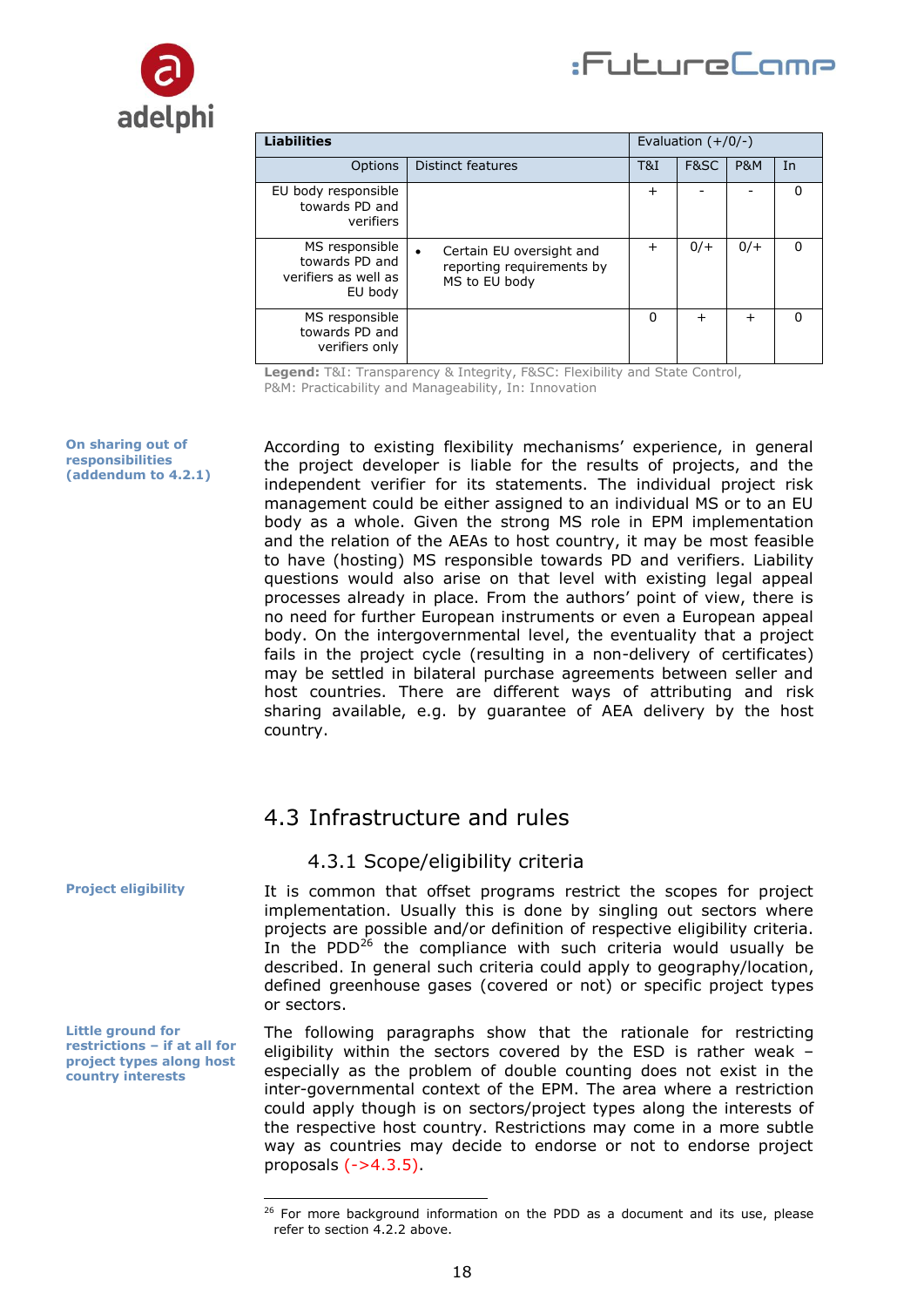| Liabilities | | Evaluation (+/0/-) | | | |
|---|---|---|---|---|---|
| Options | Distinct features | T&I | F&SC | P&M | In |
| EU body responsible towards PD and verifiers | | + | - | - | 0 |
| MS responsible towards PD and verifiers as well as EU body | • Certain EU oversight and reporting requirements by MS to EU body | + | 0/+ | 0/+ | 0 |
| MS responsible towards PD and verifiers only | | 0 | + | + | 0 |

**Legend:** T&I: Transparency & Integrity, F&SC: Flexibility and State Control, P&M: Practicability and Manageability, In: Innovation

**On sharing out of responsibilities (addendum to 4.2.1)**

According to existing flexibility mechanisms' experience, in general the project developer is liable for the results of projects, and the independent verifier for its statements. The individual project risk management could be either assigned to an individual MS or to an EU body as a whole. Given the strong MS role in EPM implementation and the relation of the AEAs to host country, it may be most feasible to have (hosting) MS responsible towards PD and verifiers. Liability questions would also arise on that level with existing legal appeal processes already in place. From the authors' point of view, there is no need for further European instruments or even a European appeal body. On the intergovernmental level, the eventuality that a project fails in the project cycle (resulting in a non-delivery of certificates) may be settled in bilateral purchase agreements between seller and host countries. There are different ways of attributing and risk sharing available, e.g. by guarantee of AEA delivery by the host country.

## 4.3 Infrastructure and rules

### 4.3.1 Scope/eligibility criteria

**Project eligibility**

It is common that offset programs restrict the scopes for project implementation. Usually this is done by singling out sectors where projects are possible and/or definition of respective eligibility criteria. In the PDD[26] the compliance with such criteria would usually be described. In general such criteria could apply to geography/location, defined greenhouse gases (covered or not) or specific project types or sectors.

**Little ground for restrictions – if at all for project types along host country interests**

The following paragraphs show that the rationale for restricting eligibility within the sectors covered by the ESD is rather weak – especially as the problem of double counting does not exist in the inter-governmental context of the EPM. The area where a restriction could apply though is on sectors/project types along the interests of the respective host country. Restrictions may come in a more subtle way as countries may decide to endorse or not to endorse project proposals (->4.3.5).

[26] For more background information on the PDD as a document and its use, please refer to section 4.2.2 above.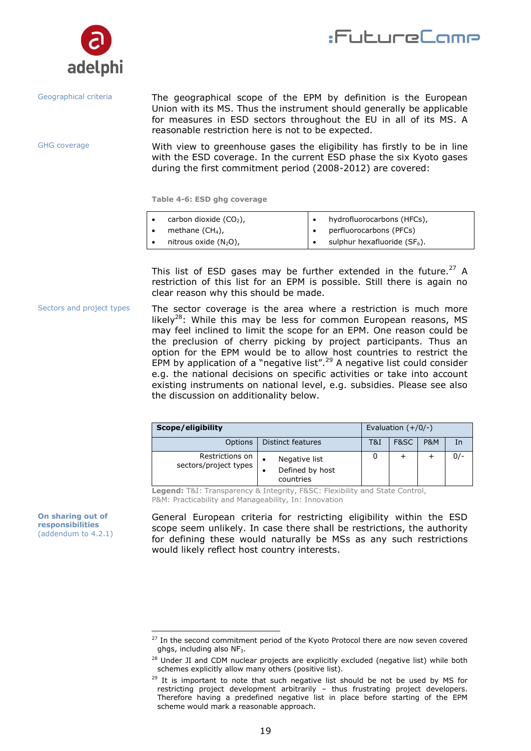**Geographical criteria**

The geographical scope of the EPM by definition is the European Union with its MS. Thus the instrument should generally be applicable for measures in ESD sectors throughout the EU in all of its MS. A reasonable restriction here is not to be expected.

**GHG coverage**

With view to greenhouse gases the eligibility has firstly to be in line with the ESD coverage. In the current ESD phase the six Kyoto gases during the first commitment period (2008-2012) are covered:

Table 4-6: ESD ghg coverage

| | |
|---|---|
| • carbon dioxide ($CO_2$),<br>• methane ($CH_4$),<br>• nitrous oxide ($N_2O$), | • hydrofluorocarbons (HFCs),<br>• perfluorocarbons (PFCs)<br>• sulphur hexafluoride ($SF_6$). |

This list of ESD gases may be further extended in the future.[27] A restriction of this list for an EPM is possible. Still there is again no clear reason why this should be made.

**Sectors and project types**

The sector coverage is the area where a restriction is much more likely[28]: While this may be less for common European reasons, MS may feel inclined to limit the scope for an EPM. One reason could be the preclusion of cherry picking by project participants. Thus an option for the EPM would be to allow host countries to restrict the EPM by application of a "negative list".[29] A negative list could consider e.g. the national decisions on specific activities or take into account existing instruments on national level, e.g. subsidies. Please see also the discussion on additionality below.

| **Scope/eligibility** | | Evaluation (+/0/-) | | | |
|---|---|---|---|---|---|
| Options | Distinct features | T&I | F&SC | P&M | In |
| Restrictions on sectors/project types | • Negative list<br>• Defined by host countries | 0 | + | + | 0/- |

**Legend:** T&I: Transparency & Integrity, F&SC: Flexibility and State Control, P&M: Practicability and Manageability, In: Innovation

**On sharing out of responsibilities** (addendum to 4.2.1)

General European criteria for restricting eligibility within the ESD scope seem unlikely. In case there shall be restrictions, the authority for defining these would naturally be MSs as any such restrictions would likely reflect host country interests.

---

[27] In the second commitment period of the Kyoto Protocol there are now seven covered ghgs, including also $NF_3$.

[28] Under JI and CDM nuclear projects are explicitly excluded (negative list) while both schemes explicitly allow many others (positive list).

[29] It is important to note that such negative list should be not be used by MS for restricting project development arbitrarily – thus frustrating project developers. Therefore having a predefined negative list in place before starting of the EPM scheme would mark a reasonable approach.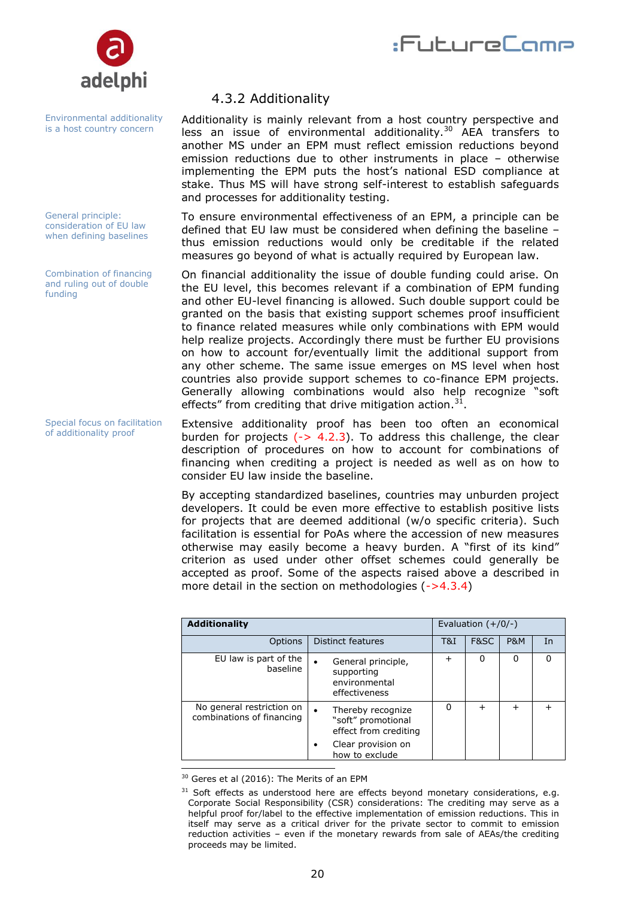### 4.3.2 Additionality

Environmental additionality is a host country concern

Additionality is mainly relevant from a host country perspective and less an issue of environmental additionality.[30] AEA transfers to another MS under an EPM must reflect emission reductions beyond emission reductions due to other instruments in place – otherwise implementing the EPM puts the host's national ESD compliance at stake. Thus MS will have strong self-interest to establish safeguards and processes for additionality testing.

General principle: consideration of EU law when defining baselines

To ensure environmental effectiveness of an EPM, a principle can be defined that EU law must be considered when defining the baseline – thus emission reductions would only be creditable if the related measures go beyond of what is actually required by European law.

Combination of financing and ruling out of double funding

On financial additionality the issue of double funding could arise. On the EU level, this becomes relevant if a combination of EPM funding and other EU-level financing is allowed. Such double support could be granted on the basis that existing support schemes proof insufficient to finance related measures while only combinations with EPM would help realize projects. Accordingly there must be further EU provisions on how to account for/eventually limit the additional support from any other scheme. The same issue emerges on MS level when host countries also provide support schemes to co-finance EPM projects. Generally allowing combinations would also help recognize "soft effects" from crediting that drive mitigation action.[31].

Special focus on facilitation of additionality proof

Extensive additionality proof has been too often an economical burden for projects (-> 4.2.3). To address this challenge, the clear description of procedures on how to account for combinations of financing when crediting a project is needed as well as on how to consider EU law inside the baseline.

By accepting standardized baselines, countries may unburden project developers. It could be even more effective to establish positive lists for projects that are deemed additional (w/o specific criteria). Such facilitation is essential for PoAs where the accession of new measures otherwise may easily become a heavy burden. A "first of its kind" criterion as used under other offset schemes could generally be accepted as proof. Some of the aspects raised above a described in more detail in the section on methodologies (->4.3.4)

| **Additionality** | | Evaluation (+/0/-) | | | |
|---|---|---|---|---|---|
| Options | Distinct features | T&I | F&SC | P&M | In |
| EU law is part of the baseline | • General principle, supporting environmental effectiveness | + | 0 | 0 | 0 |
| No general restriction on combinations of financing | • Thereby recognize "soft" promotional effect from crediting<br>• Clear provision on how to exclude | 0 | + | + | + |

[30] Geres et al (2016): The Merits of an EPM

[31] Soft effects as understood here are effects beyond monetary considerations, e.g. Corporate Social Responsibility (CSR) considerations: The crediting may serve as a helpful proof for/label to the effective implementation of emission reductions. This in itself may serve as a critical driver for the private sector to commit to emission reduction activities – even if the monetary rewards from sale of AEAs/the crediting proceeds may be limited.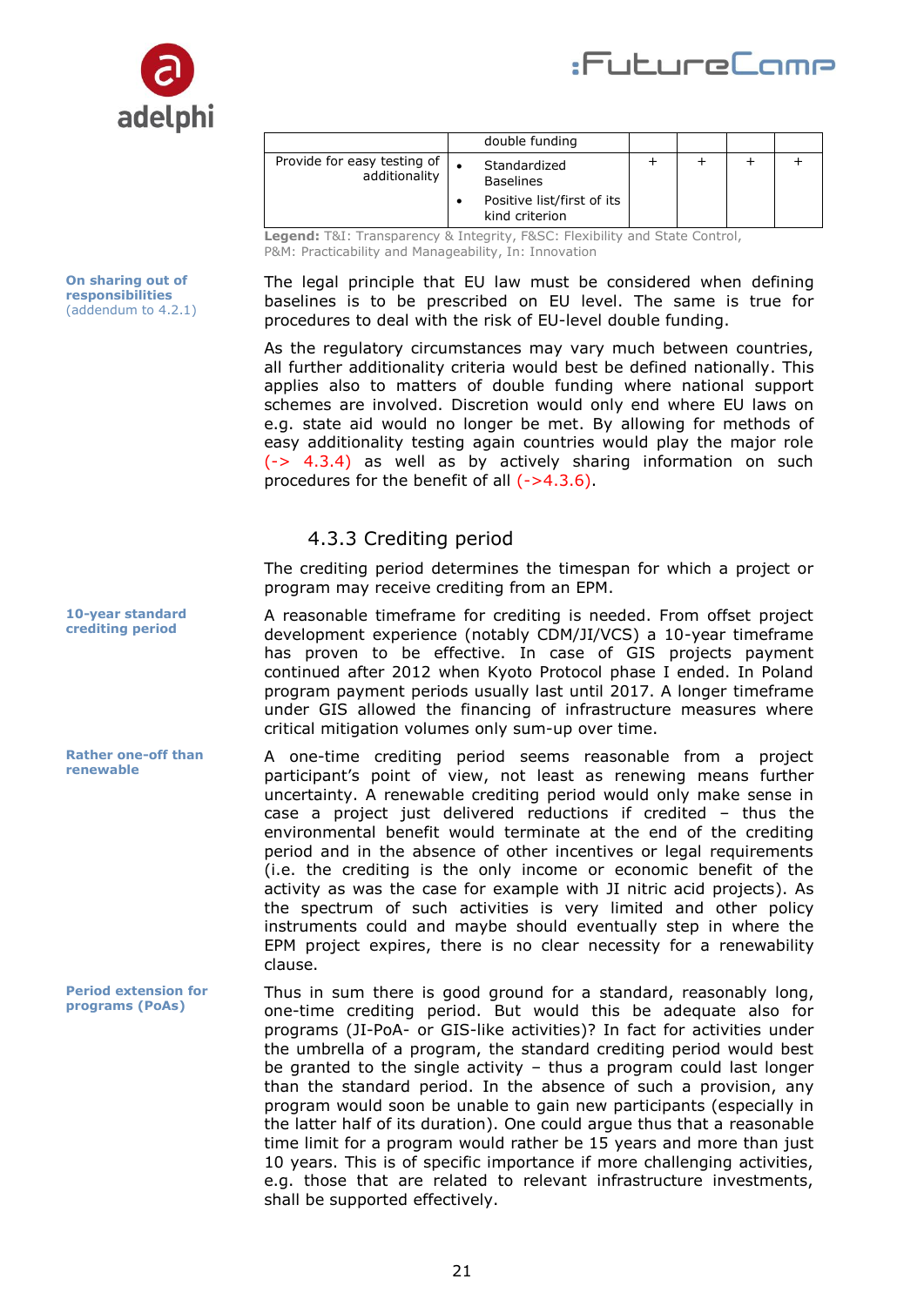| | double funding | | | | |
|---|---|---|---|---|---|
| Provide for easy testing of additionality | • Standardized Baselines<br>• Positive list/first of its kind criterion | + | + | + | + |

**Legend:** T&I: Transparency & Integrity, F&SC: Flexibility and State Control, P&M: Practicability and Manageability, In: Innovation

**On sharing out of responsibilities** (addendum to 4.2.1)

The legal principle that EU law must be considered when defining baselines is to be prescribed on EU level. The same is true for procedures to deal with the risk of EU-level double funding.

As the regulatory circumstances may vary much between countries, all further additionality criteria would best be defined nationally. This applies also to matters of double funding where national support schemes are involved. Discretion would only end where EU laws on e.g. state aid would no longer be met. By allowing for methods of easy additionality testing again countries would play the major role (-> 4.3.4) as well as by actively sharing information on such procedures for the benefit of all (->4.3.6).

### 4.3.3 Crediting period

The crediting period determines the timespan for which a project or program may receive crediting from an EPM.

**10-year standard crediting period**

A reasonable timeframe for crediting is needed. From offset project development experience (notably CDM/JI/VCS) a 10-year timeframe has proven to be effective. In case of GIS projects payment continued after 2012 when Kyoto Protocol phase I ended. In Poland program payment periods usually last until 2017. A longer timeframe under GIS allowed the financing of infrastructure measures where critical mitigation volumes only sum-up over time.

**Rather one-off than renewable**

A one-time crediting period seems reasonable from a project participant's point of view, not least as renewing means further uncertainty. A renewable crediting period would only make sense in case a project just delivered reductions if credited – thus the environmental benefit would terminate at the end of the crediting period and in the absence of other incentives or legal requirements (i.e. the crediting is the only income or economic benefit of the activity as was the case for example with JI nitric acid projects). As the spectrum of such activities is very limited and other policy instruments could and maybe should eventually step in where the EPM project expires, there is no clear necessity for a renewability clause.

**Period extension for programs (PoAs)**

Thus in sum there is good ground for a standard, reasonably long, one-time crediting period. But would this be adequate also for programs (JI-PoA- or GIS-like activities)? In fact for activities under the umbrella of a program, the standard crediting period would best be granted to the single activity – thus a program could last longer than the standard period. In the absence of such a provision, any program would soon be unable to gain new participants (especially in the latter half of its duration). One could argue thus that a reasonable time limit for a program would rather be 15 years and more than just 10 years. This is of specific importance if more challenging activities, e.g. those that are related to relevant infrastructure investments, shall be supported effectively.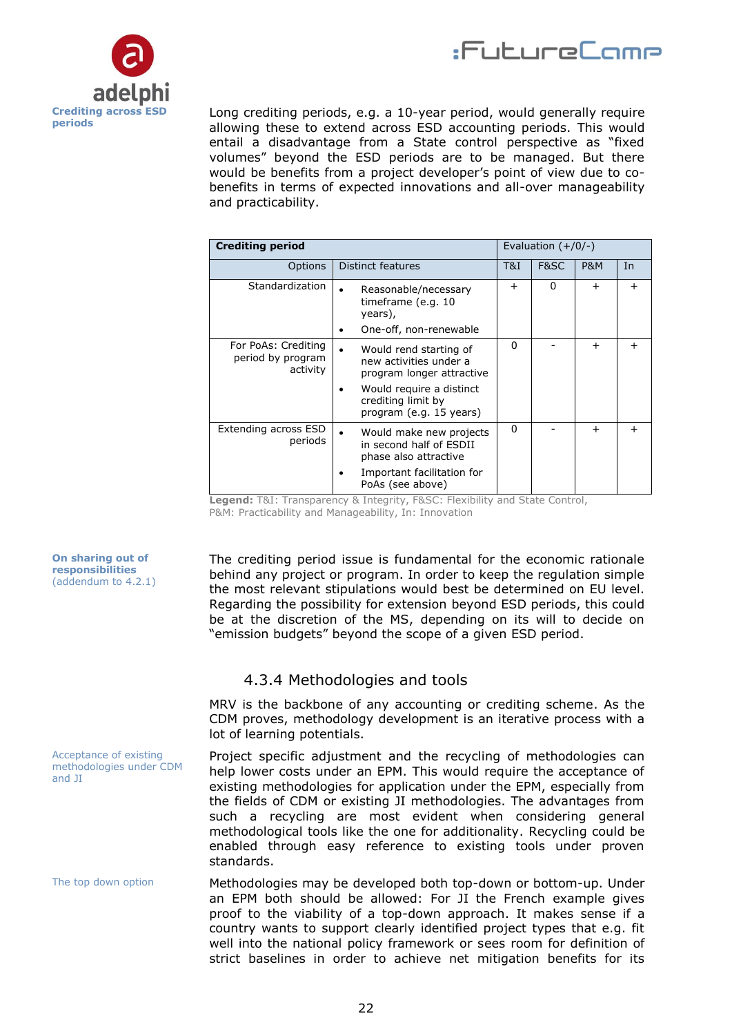Crediting across ESD periods

Long crediting periods, e.g. a 10-year period, would generally require allowing these to extend across ESD accounting periods. This would entail a disadvantage from a State control perspective as "fixed volumes" beyond the ESD periods are to be managed. But there would be benefits from a project developer's point of view due to co-benefits in terms of expected innovations and all-over manageability and practicability.

| **Crediting period** | | Evaluation (+/0/-) | | | |
|---|---|---|---|---|---|
| Options | Distinct features | T&I | F&SC | P&M | In |
| Standardization | • Reasonable/necessary timeframe (e.g. 10 years),<br>• One-off, non-renewable | + | 0 | + | + |
| For PoAs: Crediting period by program activity | • Would rend starting of new activities under a program longer attractive<br>• Would require a distinct crediting limit by program (e.g. 15 years) | 0 | - | + | + |
| Extending across ESD periods | • Would make new projects in second half of ESDII phase also attractive<br>• Important facilitation for PoAs (see above) | 0 | - | + | + |

**Legend:** T&I: Transparency & Integrity, F&SC: Flexibility and State Control, P&M: Practicability and Manageability, In: Innovation

**On sharing out of responsibilities** (addendum to 4.2.1)

The crediting period issue is fundamental for the economic rationale behind any project or program. In order to keep the regulation simple the most relevant stipulations would best be determined on EU level. Regarding the possibility for extension beyond ESD periods, this could be at the discretion of the MS, depending on its will to decide on "emission budgets" beyond the scope of a given ESD period.

### 4.3.4 Methodologies and tools

MRV is the backbone of any accounting or crediting scheme. As the CDM proves, methodology development is an iterative process with a lot of learning potentials.

Acceptance of existing methodologies under CDM and JI

Project specific adjustment and the recycling of methodologies can help lower costs under an EPM. This would require the acceptance of existing methodologies for application under the EPM, especially from the fields of CDM or existing JI methodologies. The advantages from such a recycling are most evident when considering general methodological tools like the one for additionality. Recycling could be enabled through easy reference to existing tools under proven standards.

The top down option

Methodologies may be developed both top-down or bottom-up. Under an EPM both should be allowed: For JI the French example gives proof to the viability of a top-down approach. It makes sense if a country wants to support clearly identified project types that e.g. fit well into the national policy framework or sees room for definition of strict baselines in order to achieve net mitigation benefits for its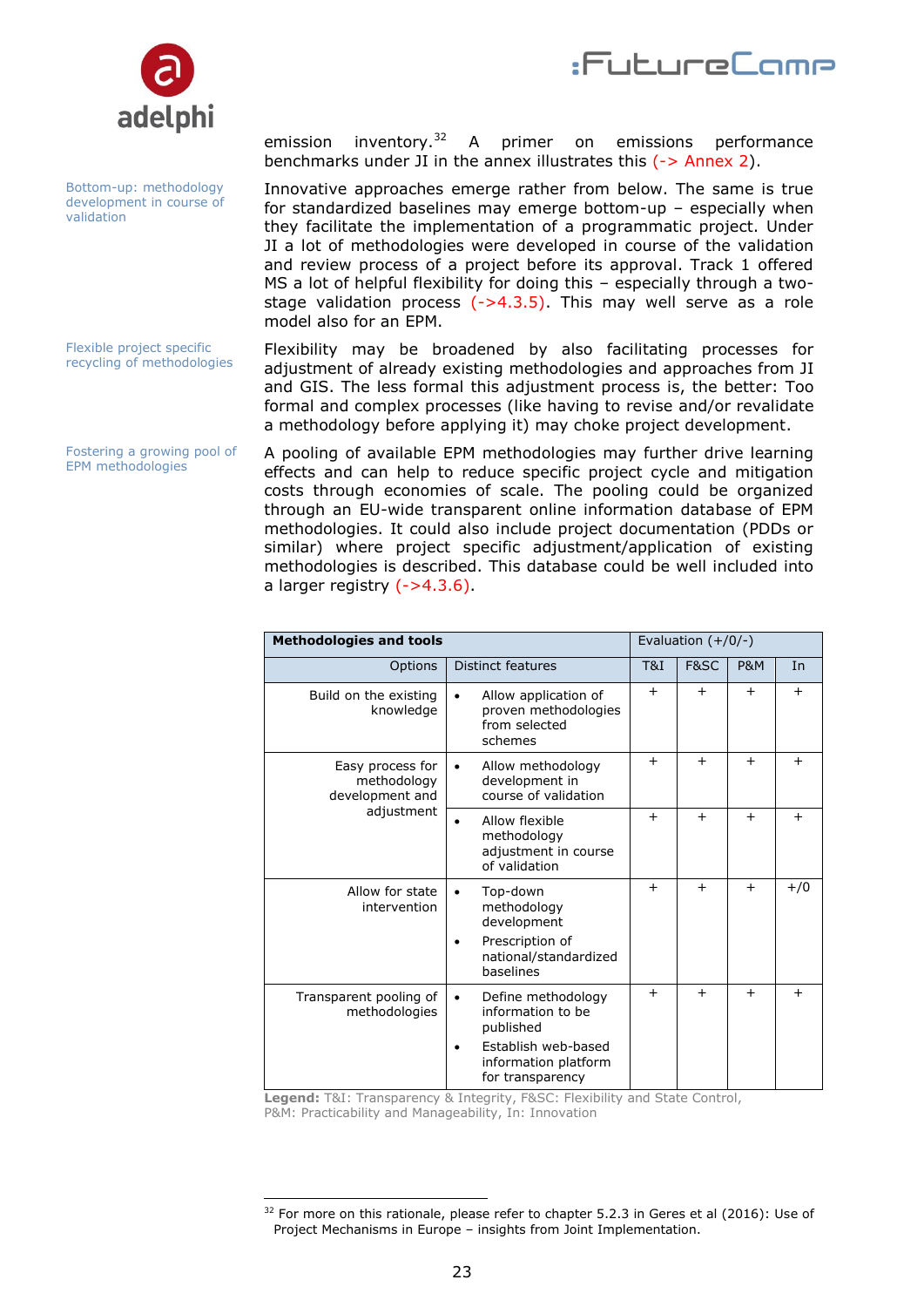emission inventory.[32] A primer on emissions performance benchmarks under JI in the annex illustrates this (-> Annex 2).

Bottom-up: methodology development in course of validation

Innovative approaches emerge rather from below. The same is true for standardized baselines may emerge bottom-up – especially when they facilitate the implementation of a programmatic project. Under JI a lot of methodologies were developed in course of the validation and review process of a project before its approval. Track 1 offered MS a lot of helpful flexibility for doing this – especially through a two-stage validation process (->4.3.5). This may well serve as a role model also for an EPM.

Flexible project specific recycling of methodologies

Flexibility may be broadened by also facilitating processes for adjustment of already existing methodologies and approaches from JI and GIS. The less formal this adjustment process is, the better: Too formal and complex processes (like having to revise and/or revalidate a methodology before applying it) may choke project development.

Fostering a growing pool of EPM methodologies

A pooling of available EPM methodologies may further drive learning effects and can help to reduce specific project cycle and mitigation costs through economies of scale. The pooling could be organized through an EU-wide transparent online information database of EPM methodologies. It could also include project documentation (PDDs or similar) where project specific adjustment/application of existing methodologies is described. This database could be well included into a larger registry (->4.3.6).

| **Methodologies and tools** | | Evaluation (+/0/-) | | | |
|---|---|---|---|---|---|
| Options | Distinct features | T&I | F&SC | P&M | In |
| Build on the existing knowledge | • Allow application of proven methodologies from selected schemes | + | + | + | + |
| Easy process for methodology development and adjustment | • Allow methodology development in course of validation | + | + | + | + |
| | • Allow flexible methodology adjustment in course of validation | + | + | + | + |
| Allow for state intervention | • Top-down methodology development<br>• Prescription of national/standardized baselines | + | + | + | +/0 |
| Transparent pooling of methodologies | • Define methodology information to be published<br>• Establish web-based information platform for transparency | + | + | + | + |

**Legend:** T&I: Transparency & Integrity, F&SC: Flexibility and State Control, P&M: Practicability and Manageability, In: Innovation

[32] For more on this rationale, please refer to chapter 5.2.3 in Geres et al (2016): Use of Project Mechanisms in Europe – insights from Joint Implementation.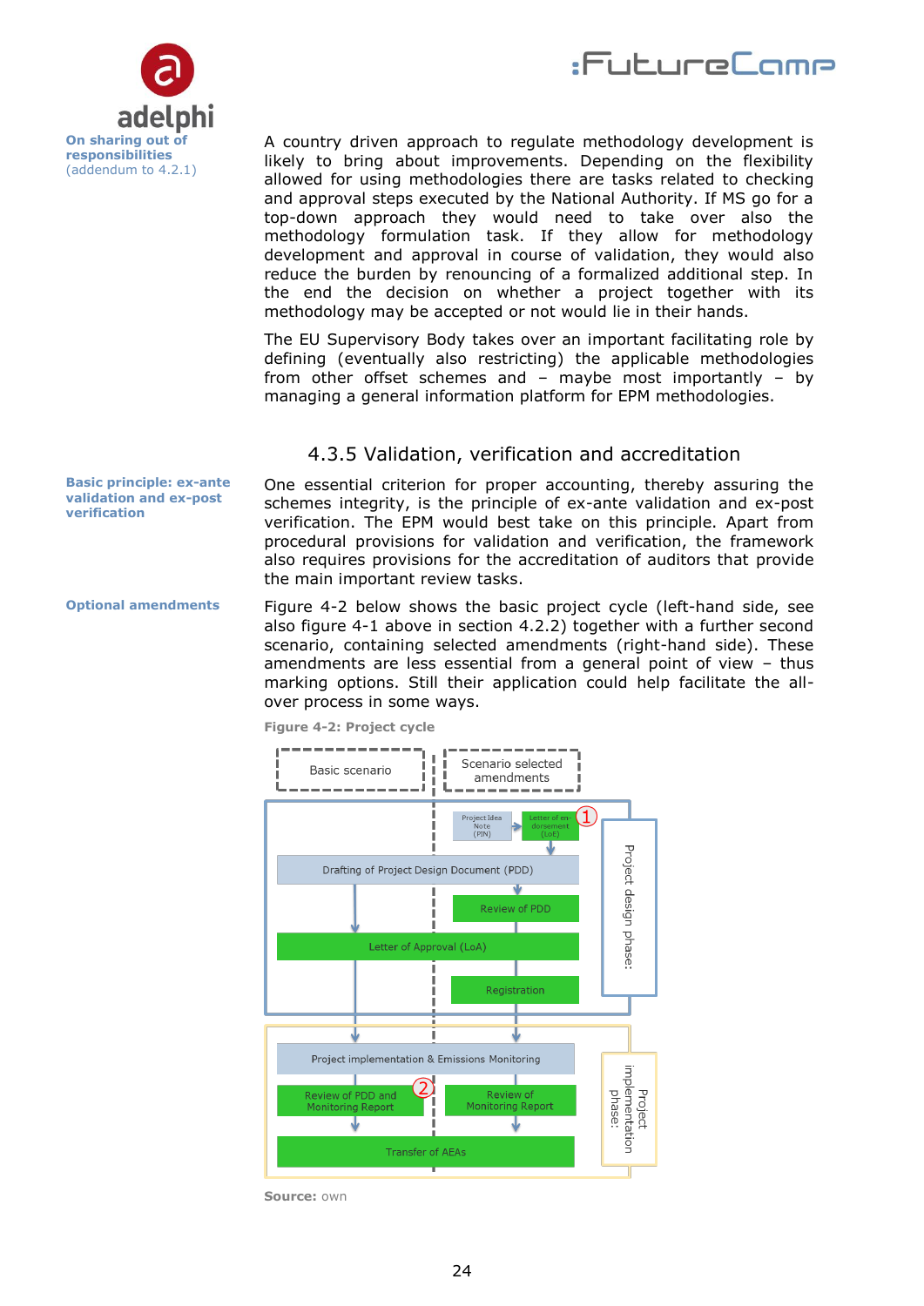**On sharing out of responsibilities** (addendum to 4.2.1)

A country driven approach to regulate methodology development is likely to bring about improvements. Depending on the flexibility allowed for using methodologies there are tasks related to checking and approval steps executed by the National Authority. If MS go for a top-down approach they would need to take over also the methodology formulation task. If they allow for methodology development and approval in course of validation, they would also reduce the burden by renouncing of a formalized additional step. In the end the decision on whether a project together with its methodology may be accepted or not would lie in their hands.

The EU Supervisory Body takes over an important facilitating role by defining (eventually also restricting) the applicable methodologies from other offset schemes and – maybe most importantly – by managing a general information platform for EPM methodologies.

### 4.3.5 Validation, verification and accreditation

**Basic principle: ex-ante validation and ex-post verification**

One essential criterion for proper accounting, thereby assuring the schemes integrity, is the principle of ex-ante validation and ex-post verification. The EPM would best take on this principle. Apart from procedural provisions for validation and verification, the framework also requires provisions for the accreditation of auditors that provide the main important review tasks.

**Optional amendments**

Figure 4-2 below shows the basic project cycle (left-hand side, see also figure 4-1 above in section 4.2.2) together with a further second scenario, containing selected amendments (right-hand side). These amendments are less essential from a general point of view – thus marking options. Still their application could help facilitate the all-over process in some ways.

**Figure 4-2: Project cycle**

Basic scenario | Scenario selected amendments

Project design phase:
- Project Idea Note (PIN) → Letter of endorsement (LoE) (1)
- Drafting of Project Design Document (PDD)
- Review of PDD
- Letter of Approval (LoA)
- Registration

Project implementation phase:
- Project implementation & Emissions Monitoring
- Review of PDD and Monitoring Report (2) | Review of Monitoring Report
- Transfer of AEAs

**Source:** own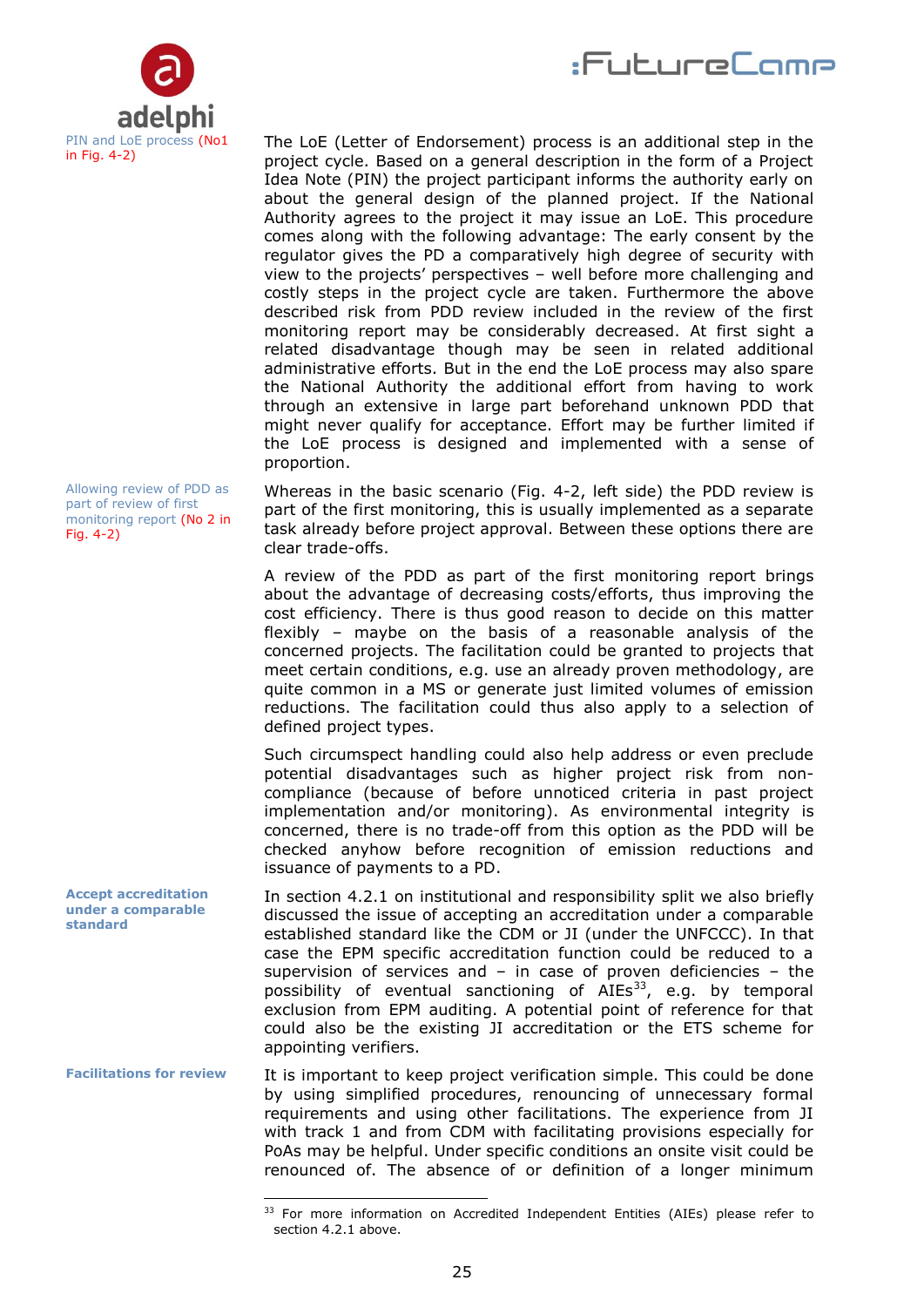PIN and LoE process (No1 in Fig. 4-2)

The LoE (Letter of Endorsement) process is an additional step in the project cycle. Based on a general description in the form of a Project Idea Note (PIN) the project participant informs the authority early on about the general design of the planned project. If the National Authority agrees to the project it may issue an LoE. This procedure comes along with the following advantage: The early consent by the regulator gives the PD a comparatively high degree of security with view to the projects' perspectives – well before more challenging and costly steps in the project cycle are taken. Furthermore the above described risk from PDD review included in the review of the first monitoring report may be considerably decreased. At first sight a related disadvantage though may be seen in related additional administrative efforts. But in the end the LoE process may also spare the National Authority the additional effort from having to work through an extensive in large part beforehand unknown PDD that might never qualify for acceptance. Effort may be further limited if the LoE process is designed and implemented with a sense of proportion.

Allowing review of PDD as part of review of first monitoring report (No 2 in Fig. 4-2)

Whereas in the basic scenario (Fig. 4-2, left side) the PDD review is part of the first monitoring, this is usually implemented as a separate task already before project approval. Between these options there are clear trade-offs.

A review of the PDD as part of the first monitoring report brings about the advantage of decreasing costs/efforts, thus improving the cost efficiency. There is thus good reason to decide on this matter flexibly – maybe on the basis of a reasonable analysis of the concerned projects. The facilitation could be granted to projects that meet certain conditions, e.g. use an already proven methodology, are quite common in a MS or generate just limited volumes of emission reductions. The facilitation could thus also apply to a selection of defined project types.

Such circumspect handling could also help address or even preclude potential disadvantages such as higher project risk from non-compliance (because of before unnoticed criteria in past project implementation and/or monitoring). As environmental integrity is concerned, there is no trade-off from this option as the PDD will be checked anyhow before recognition of emission reductions and issuance of payments to a PD.

**Accept accreditation under a comparable standard**

In section 4.2.1 on institutional and responsibility split we also briefly discussed the issue of accepting an accreditation under a comparable established standard like the CDM or JI (under the UNFCCC). In that case the EPM specific accreditation function could be reduced to a supervision of services and – in case of proven deficiencies – the possibility of eventual sanctioning of AIEs[33], e.g. by temporal exclusion from EPM auditing. A potential point of reference for that could also be the existing JI accreditation or the ETS scheme for appointing verifiers.

**Facilitations for review**

It is important to keep project verification simple. This could be done by using simplified procedures, renouncing of unnecessary formal requirements and using other facilitations. The experience from JI with track 1 and from CDM with facilitating provisions especially for PoAs may be helpful. Under specific conditions an onsite visit could be renounced of. The absence of or definition of a longer minimum

[33] For more information on Accredited Independent Entities (AIEs) please refer to section 4.2.1 above.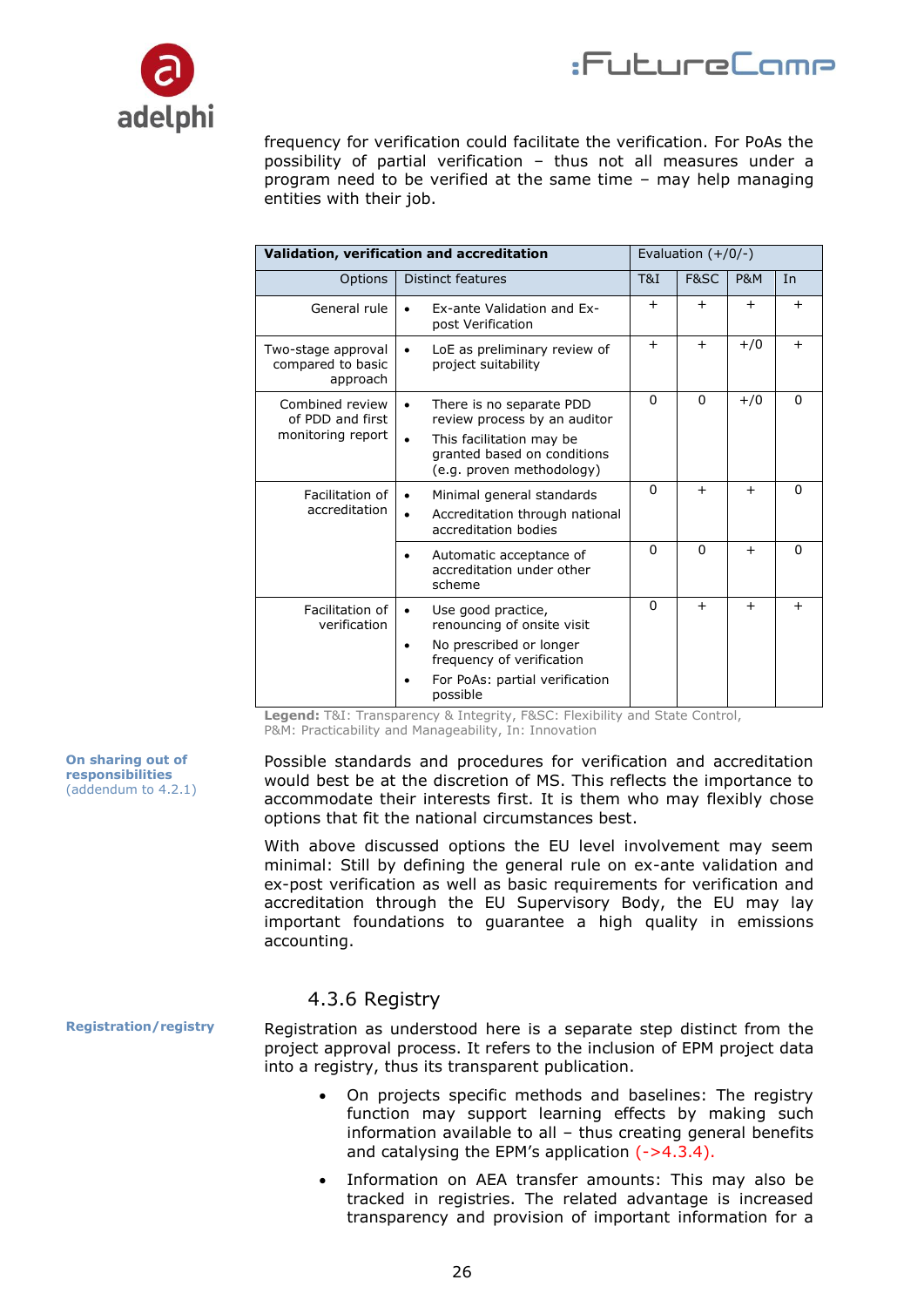frequency for verification could facilitate the verification. For PoAs the possibility of partial verification – thus not all measures under a program need to be verified at the same time – may help managing entities with their job.

| Validation, verification and accreditation | | Evaluation (+/0/-) | | | |
|---|---|---|---|---|---|
| Options | Distinct features | T&I | F&SC | P&M | In |
| General rule | • Ex-ante Validation and Ex-post Verification | + | + | + | + |
| Two-stage approval compared to basic approach | • LoE as preliminary review of project suitability | + | + | +/0 | + |
| Combined review of PDD and first monitoring report | • There is no separate PDD review process by an auditor<br>• This facilitation may be granted based on conditions (e.g. proven methodology) | 0 | 0 | +/0 | 0 |
| Facilitation of accreditation | • Minimal general standards<br>• Accreditation through national accreditation bodies | 0 | + | + | 0 |
| | • Automatic acceptance of accreditation under other scheme | 0 | 0 | + | 0 |
| Facilitation of verification | • Use good practice, renouncing of onsite visit<br>• No prescribed or longer frequency of verification<br>• For PoAs: partial verification possible | 0 | + | + | + |

**Legend:** T&I: Transparency & Integrity, F&SC: Flexibility and State Control, P&M: Practicability and Manageability, In: Innovation

**On sharing out of responsibilities** (addendum to 4.2.1)

Possible standards and procedures for verification and accreditation would best be at the discretion of MS. This reflects the importance to accommodate their interests first. It is them who may flexibly chose options that fit the national circumstances best.

With above discussed options the EU level involvement may seem minimal: Still by defining the general rule on ex-ante validation and ex-post verification as well as basic requirements for verification and accreditation through the EU Supervisory Body, the EU may lay important foundations to guarantee a high quality in emissions accounting.

### 4.3.6 Registry

**Registration/registry**

Registration as understood here is a separate step distinct from the project approval process. It refers to the inclusion of EPM project data into a registry, thus its transparent publication.

- On projects specific methods and baselines: The registry function may support learning effects by making such information available to all – thus creating general benefits and catalysing the EPM's application (->4.3.4).
- Information on AEA transfer amounts: This may also be tracked in registries. The related advantage is increased transparency and provision of important information for a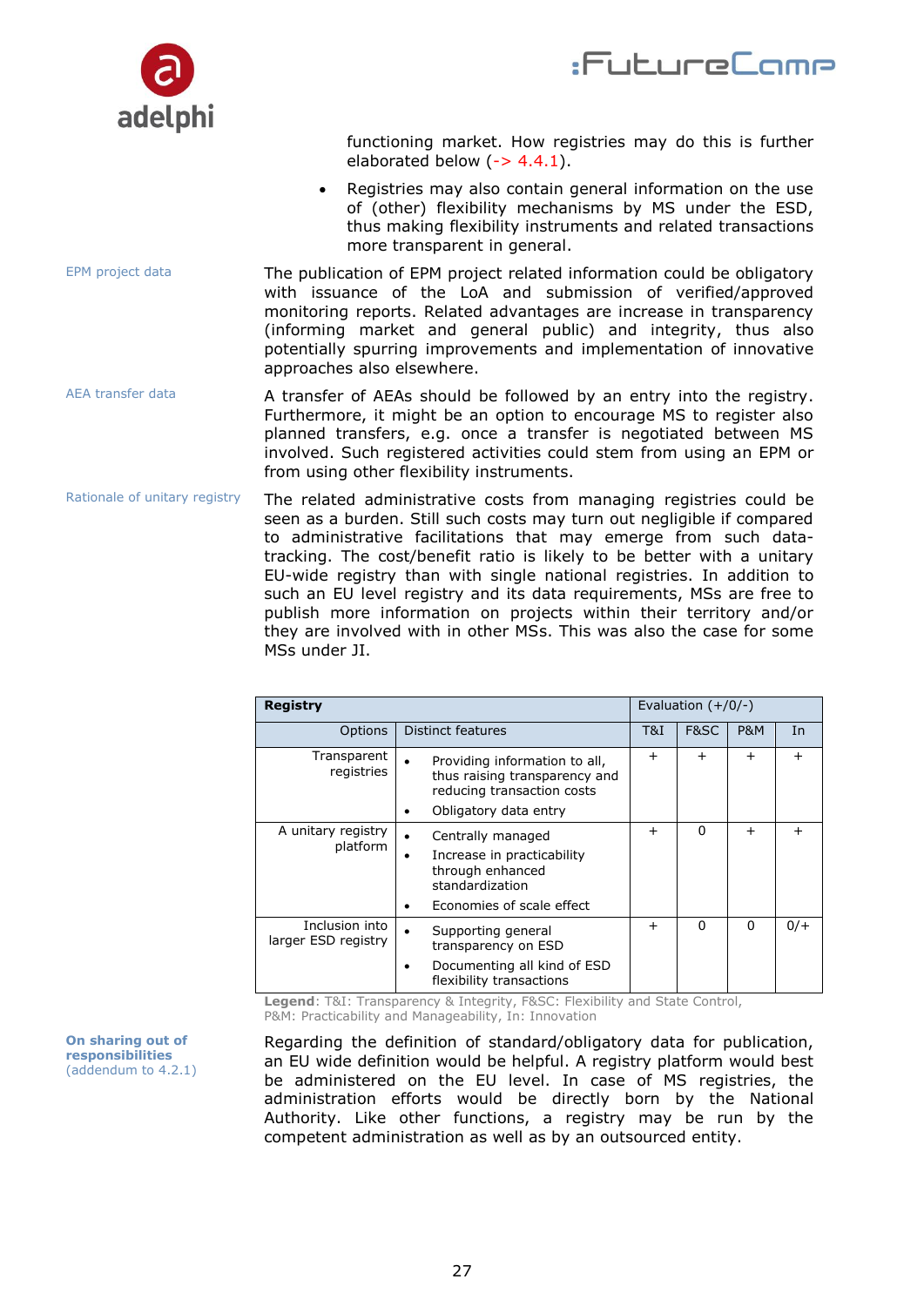functioning market. How registries may do this is further elaborated below (-> 4.4.1).

- Registries may also contain general information on the use of (other) flexibility mechanisms by MS under the ESD, thus making flexibility instruments and related transactions more transparent in general.

EPM project data

The publication of EPM project related information could be obligatory with issuance of the LoA and submission of verified/approved monitoring reports. Related advantages are increase in transparency (informing market and general public) and integrity, thus also potentially spurring improvements and implementation of innovative approaches also elsewhere.

AEA transfer data

A transfer of AEAs should be followed by an entry into the registry. Furthermore, it might be an option to encourage MS to register also planned transfers, e.g. once a transfer is negotiated between MS involved. Such registered activities could stem from using an EPM or from using other flexibility instruments.

Rationale of unitary registry

The related administrative costs from managing registries could be seen as a burden. Still such costs may turn out negligible if compared to administrative facilitations that may emerge from such data-tracking. The cost/benefit ratio is likely to be better with a unitary EU-wide registry than with single national registries. In addition to such an EU level registry and its data requirements, MSs are free to publish more information on projects within their territory and/or they are involved with in other MSs. This was also the case for some MSs under JI.

| **Registry** | | Evaluation (+/0/-) | | | |
|---|---|---|---|---|---|
| Options | Distinct features | T&I | F&SC | P&M | In |
| Transparent registries | • Providing information to all, thus raising transparency and reducing transaction costs<br>• Obligatory data entry | + | + | + | + |
| A unitary registry platform | • Centrally managed<br>• Increase in practicability through enhanced standardization<br>• Economies of scale effect | + | 0 | + | + |
| Inclusion into larger ESD registry | • Supporting general transparency on ESD<br>• Documenting all kind of ESD flexibility transactions | + | 0 | 0 | 0/+ |

**Legend**: T&I: Transparency & Integrity, F&SC: Flexibility and State Control, P&M: Practicability and Manageability, In: Innovation

**On sharing out of responsibilities** (addendum to 4.2.1)

Regarding the definition of standard/obligatory data for publication, an EU wide definition would be helpful. A registry platform would best be administered on the EU level. In case of MS registries, the administration efforts would be directly born by the National Authority. Like other functions, a registry may be run by the competent administration as well as by an outsourced entity.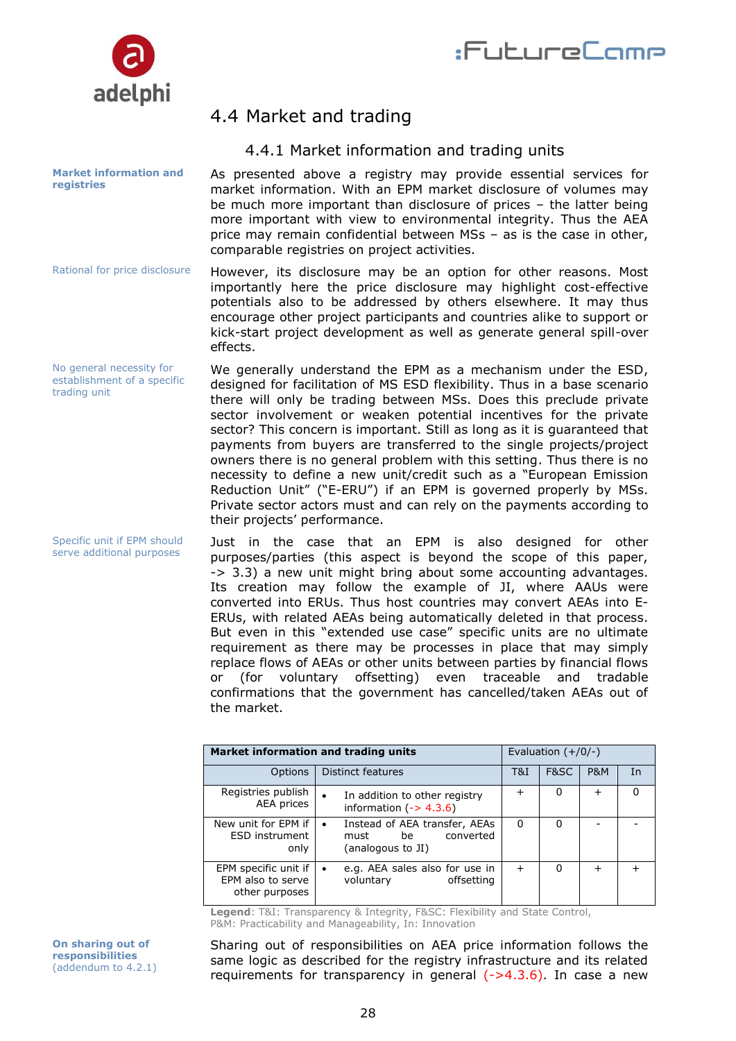## 4.4 Market and trading

### 4.4.1 Market information and trading units

**Market information and registries**

As presented above a registry may provide essential services for market information. With an EPM market disclosure of volumes may be much more important than disclosure of prices – the latter being more important with view to environmental integrity. Thus the AEA price may remain confidential between MSs – as is the case in other, comparable registries on project activities.

Rational for price disclosure

However, its disclosure may be an option for other reasons. Most importantly here the price disclosure may highlight cost-effective potentials also to be addressed by others elsewhere. It may thus encourage other project participants and countries alike to support or kick-start project development as well as generate general spill-over effects.

No general necessity for establishment of a specific trading unit

We generally understand the EPM as a mechanism under the ESD, designed for facilitation of MS ESD flexibility. Thus in a base scenario there will only be trading between MSs. Does this preclude private sector involvement or weaken potential incentives for the private sector? This concern is important. Still as long as it is guaranteed that payments from buyers are transferred to the single projects/project owners there is no general problem with this setting. Thus there is no necessity to define a new unit/credit such as a "European Emission Reduction Unit" ("E-ERU") if an EPM is governed properly by MSs. Private sector actors must and can rely on the payments according to their projects' performance.

Specific unit if EPM should serve additional purposes

Just in the case that an EPM is also designed for other purposes/parties (this aspect is beyond the scope of this paper, -> 3.3) a new unit might bring about some accounting advantages. Its creation may follow the example of JI, where AAUs were converted into ERUs. Thus host countries may convert AEAs into E-ERUs, with related AEAs being automatically deleted in that process. But even in this "extended use case" specific units are no ultimate requirement as there may be processes in place that may simply replace flows of AEAs or other units between parties by financial flows or (for voluntary offsetting) even traceable and tradable confirmations that the government has cancelled/taken AEAs out of the market.

| **Market information and trading units** | | Evaluation (+/0/-) | | | |
|---|---|---|---|---|---|
| Options | Distinct features | T&I | F&SC | P&M | In |
| Registries publish AEA prices | • In addition to other registry information (-> 4.3.6) | + | 0 | + | 0 |
| New unit for EPM if ESD instrument only | • Instead of AEA transfer, AEAs must be converted (analogous to JI) | 0 | 0 | - | - |
| EPM specific unit if EPM also to serve other purposes | • e.g. AEA sales also for use in voluntary offsetting | + | 0 | + | + |

**Legend**: T&I: Transparency & Integrity, F&SC: Flexibility and State Control, P&M: Practicability and Manageability, In: Innovation

**On sharing out of responsibilities** (addendum to 4.2.1)

Sharing out of responsibilities on AEA price information follows the same logic as described for the registry infrastructure and its related requirements for transparency in general (->4.3.6). In case a new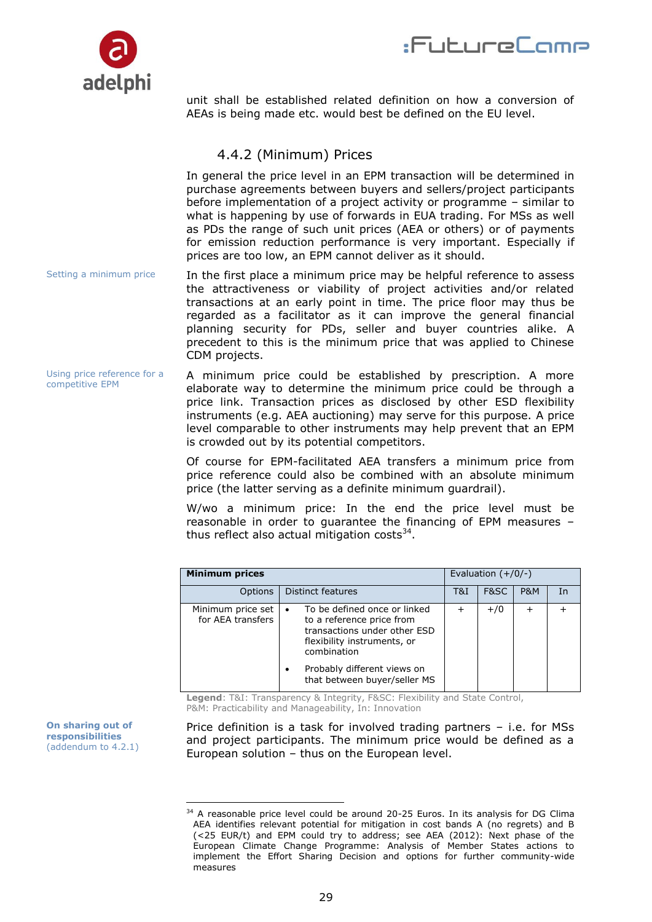unit shall be established related definition on how a conversion of AEAs is being made etc. would best be defined on the EU level.

### 4.4.2 (Minimum) Prices

In general the price level in an EPM transaction will be determined in purchase agreements between buyers and sellers/project participants before implementation of a project activity or programme – similar to what is happening by use of forwards in EUA trading. For MSs as well as PDs the range of such unit prices (AEA or others) or of payments for emission reduction performance is very important. Especially if prices are too low, an EPM cannot deliver as it should.

Setting a minimum price

In the first place a minimum price may be helpful reference to assess the attractiveness or viability of project activities and/or related transactions at an early point in time. The price floor may thus be regarded as a facilitator as it can improve the general financial planning security for PDs, seller and buyer countries alike. A precedent to this is the minimum price that was applied to Chinese CDM projects.

Using price reference for a competitive EPM

A minimum price could be established by prescription. A more elaborate way to determine the minimum price could be through a price link. Transaction prices as disclosed by other ESD flexibility instruments (e.g. AEA auctioning) may serve for this purpose. A price level comparable to other instruments may help prevent that an EPM is crowded out by its potential competitors.

Of course for EPM-facilitated AEA transfers a minimum price from price reference could also be combined with an absolute minimum price (the latter serving as a definite minimum guardrail).

W/wo a minimum price: In the end the price level must be reasonable in order to guarantee the financing of EPM measures – thus reflect also actual mitigation costs[34].

| **Minimum prices** | | Evaluation (+/0/-) | | | |
|---|---|---|---|---|---|
| Options | Distinct features | T&I | F&SC | P&M | In |
| Minimum price set for AEA transfers | • To be defined once or linked to a reference price from transactions under other ESD flexibility instruments, or combination<br>• Probably different views on that between buyer/seller MS | + | +/0 | + | + |

**Legend**: T&I: Transparency & Integrity, F&SC: Flexibility and State Control, P&M: Practicability and Manageability, In: Innovation

**On sharing out of responsibilities** (addendum to 4.2.1)

Price definition is a task for involved trading partners – i.e. for MSs and project participants. The minimum price would be defined as a European solution – thus on the European level.

---

[34] A reasonable price level could be around 20-25 Euros. In its analysis for DG Clima AEA identifies relevant potential for mitigation in cost bands A (no regrets) and B (<25 EUR/t) and EPM could try to address; see AEA (2012): Next phase of the European Climate Change Programme: Analysis of Member States actions to implement the Effort Sharing Decision and options for further community-wide measures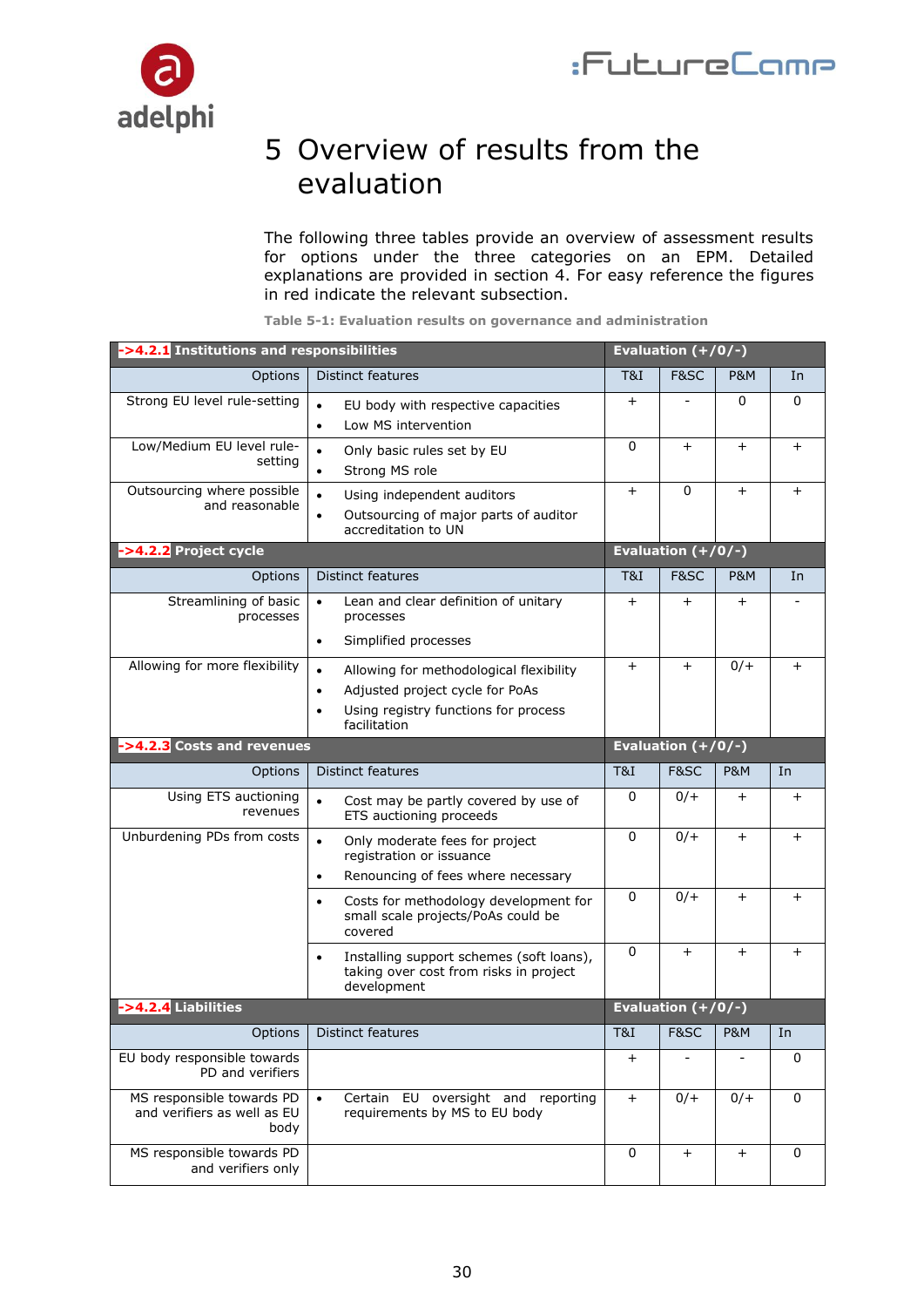# 5 Overview of results from the evaluation

The following three tables provide an overview of assessment results for options under the three categories on an EPM. Detailed explanations are provided in section 4. For easy reference the figures in red indicate the relevant subsection.

Table 5-1: Evaluation results on governance and administration

| ->4.2.1 Institutions and responsibilities | | Evaluation (+/0/-) | | | |
|---|---|---|---|---|---|
| Options | Distinct features | T&I | F&SC | P&M | In |
| Strong EU level rule-setting | • EU body with respective capacities<br>• Low MS intervention | + | - | 0 | 0 |
| Low/Medium EU level rule-setting | • Only basic rules set by EU<br>• Strong MS role | 0 | + | + | + |
| Outsourcing where possible and reasonable | • Using independent auditors<br>• Outsourcing of major parts of auditor accreditation to UN | + | 0 | + | + |
| **->4.2.2 Project cycle** | | **Evaluation (+/0/-)** | | | |
| Options | Distinct features | T&I | F&SC | P&M | In |
| Streamlining of basic processes | • Lean and clear definition of unitary processes<br>• Simplified processes | + | + | + | - |
| Allowing for more flexibility | • Allowing for methodological flexibility<br>• Adjusted project cycle for PoAs<br>• Using registry functions for process facilitation | + | + | 0/+ | + |
| **->4.2.3 Costs and revenues** | | **Evaluation (+/0/-)** | | | |
| Options | Distinct features | T&I | F&SC | P&M | In |
| Using ETS auctioning revenues | • Cost may be partly covered by use of ETS auctioning proceeds | 0 | 0/+ | + | + |
| Unburdening PDs from costs | • Only moderate fees for project registration or issuance<br>• Renouncing of fees where necessary | 0 | 0/+ | + | + |
| | • Costs for methodology development for small scale projects/PoAs could be covered | 0 | 0/+ | + | + |
| | • Installing support schemes (soft loans), taking over cost from risks in project development | 0 | + | + | + |
| **->4.2.4 Liabilities** | | **Evaluation (+/0/-)** | | | |
| Options | Distinct features | T&I | F&SC | P&M | In |
| EU body responsible towards PD and verifiers | | + | - | - | 0 |
| MS responsible towards PD and verifiers as well as EU body | • Certain EU oversight and reporting requirements by MS to EU body | + | 0/+ | 0/+ | 0 |
| MS responsible towards PD and verifiers only | | 0 | + | + | 0 |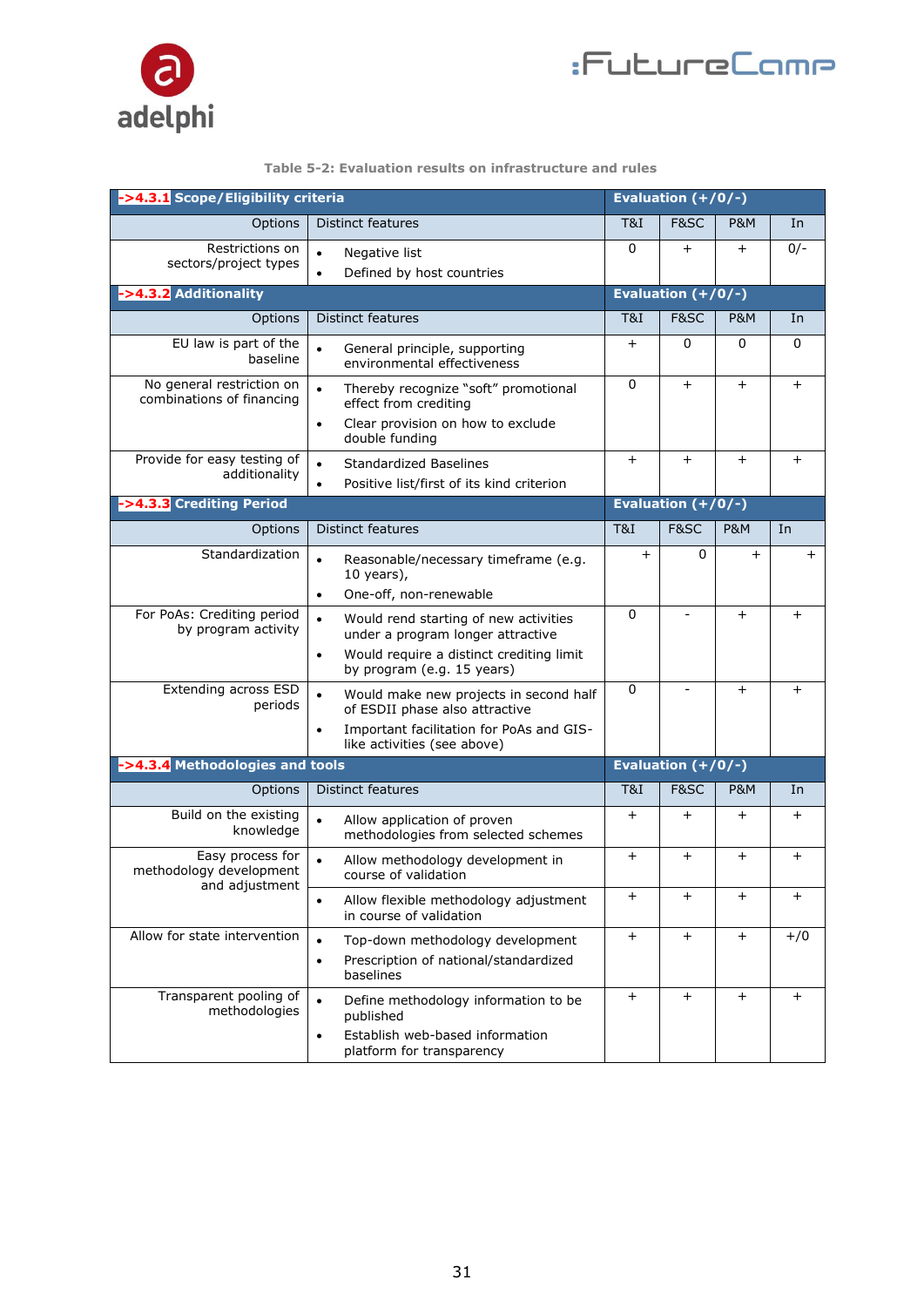**Table 5-2: Evaluation results on infrastructure and rules**

| ->4.3.1 Scope/Eligibility criteria | | Evaluation (+/0/-) | | | |
|---|---|---|---|---|---|
| Options | Distinct features | T&I | F&SC | P&M | In |
| Restrictions on sectors/project types | • Negative list<br>• Defined by host countries | 0 | + | + | 0/- |
| **->4.3.2 Additionality** | | **Evaluation (+/0/-)** | | | |
| Options | Distinct features | T&I | F&SC | P&M | In |
| EU law is part of the baseline | • General principle, supporting environmental effectiveness | + | 0 | 0 | 0 |
| No general restriction on combinations of financing | • Thereby recognize "soft" promotional effect from crediting<br>• Clear provision on how to exclude double funding | 0 | + | + | + |
| Provide for easy testing of additionality | • Standardized Baselines<br>• Positive list/first of its kind criterion | + | + | + | + |
| **->4.3.3 Crediting Period** | | **Evaluation (+/0/-)** | | | |
| Options | Distinct features | T&I | F&SC | P&M | In |
| Standardization | • Reasonable/necessary timeframe (e.g. 10 years),<br>• One-off, non-renewable | + | 0 | + | + |
| For PoAs: Crediting period by program activity | • Would rend starting of new activities under a program longer attractive<br>• Would require a distinct crediting limit by program (e.g. 15 years) | 0 | - | + | + |
| Extending across ESD periods | • Would make new projects in second half of ESDII phase also attractive<br>• Important facilitation for PoAs and GIS-like activities (see above) | 0 | - | + | + |
| **->4.3.4 Methodologies and tools** | | **Evaluation (+/0/-)** | | | |
| Options | Distinct features | T&I | F&SC | P&M | In |
| Build on the existing knowledge | • Allow application of proven methodologies from selected schemes | + | + | + | + |
| Easy process for methodology development and adjustment | • Allow methodology development in course of validation | + | + | + | + |
| | • Allow flexible methodology adjustment in course of validation | + | + | + | + |
| Allow for state intervention | • Top-down methodology development<br>• Prescription of national/standardized baselines | + | + | + | +/0 |
| Transparent pooling of methodologies | • Define methodology information to be published<br>• Establish web-based information platform for transparency | + | + | + | + |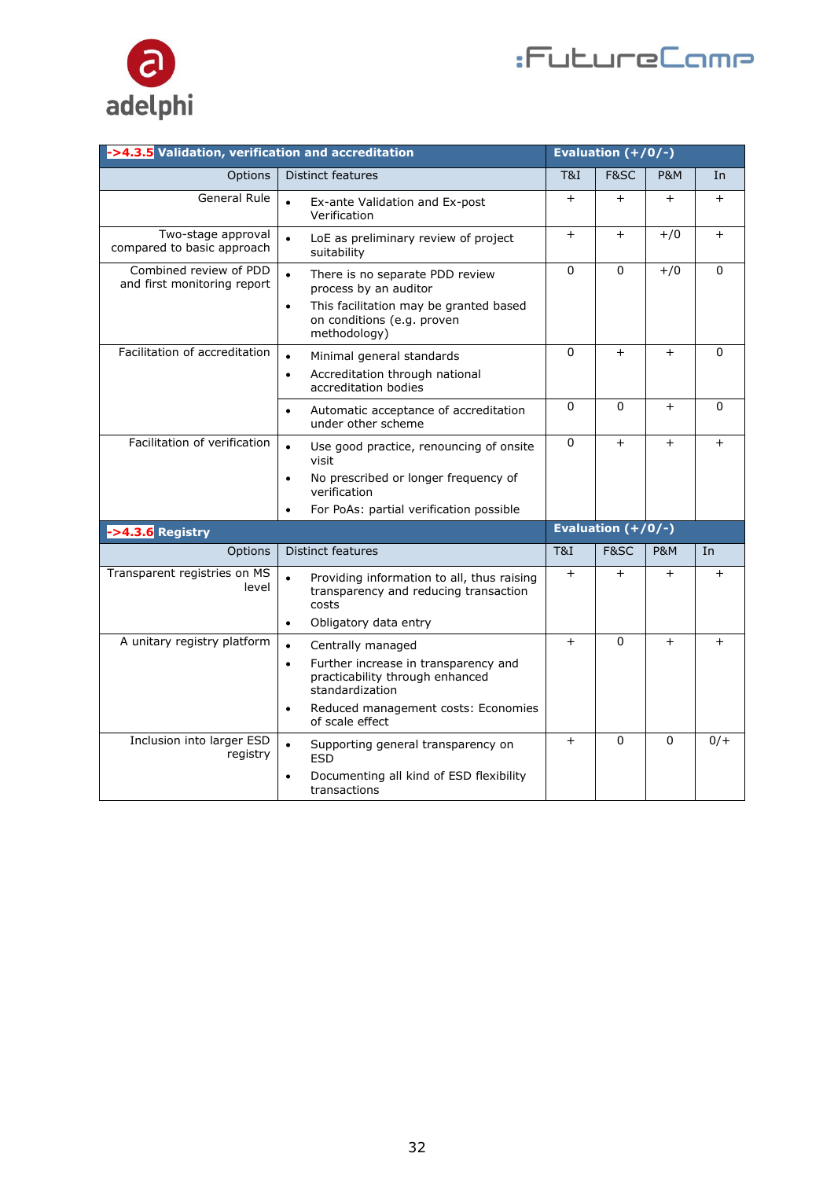| ->4.3.5 Validation, verification and accreditation | | Evaluation (+/0/-) | | | |
|---|---|---|---|---|---|
| Options | Distinct features | T&I | F&SC | P&M | In |
| General Rule | • Ex-ante Validation and Ex-post Verification | + | + | + | + |
| Two-stage approval compared to basic approach | • LoE as preliminary review of project suitability | + | + | +/0 | + |
| Combined review of PDD and first monitoring report | • There is no separate PDD review process by an auditor<br>• This facilitation may be granted based on conditions (e.g. proven methodology) | 0 | 0 | +/0 | 0 |
| Facilitation of accreditation | • Minimal general standards<br>• Accreditation through national accreditation bodies | 0 | + | + | 0 |
| | • Automatic acceptance of accreditation under other scheme | 0 | 0 | + | 0 |
| Facilitation of verification | • Use good practice, renouncing of onsite visit<br>• No prescribed or longer frequency of verification<br>• For PoAs: partial verification possible | 0 | + | + | + |

| ->4.3.6 Registry | | Evaluation (+/0/-) | | | |
|---|---|---|---|---|---|
| Options | Distinct features | T&I | F&SC | P&M | In |
| Transparent registries on MS level | • Providing information to all, thus raising transparency and reducing transaction costs<br>• Obligatory data entry | + | + | + | + |
| A unitary registry platform | • Centrally managed<br>• Further increase in transparency and practicability through enhanced standardization<br>• Reduced management costs: Economies of scale effect | + | 0 | + | + |
| Inclusion into larger ESD registry | • Supporting general transparency on ESD<br>• Documenting all kind of ESD flexibility transactions | + | 0 | 0 | 0/+ |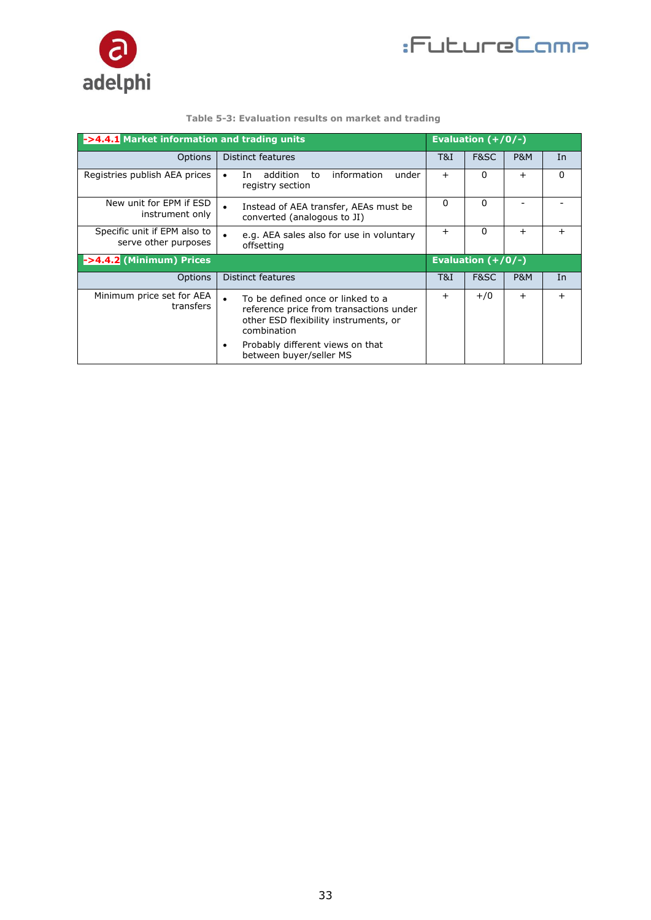Table 5-3: Evaluation results on market and trading

| ->4.4.1 Market information and trading units | | Evaluation (+/0/-) | | | |
|---|---|---|---|---|---|
| Options | Distinct features | T&I | F&SC | P&M | In |
| Registries publish AEA prices | • In addition to information under registry section | + | 0 | + | 0 |
| New unit for EPM if ESD instrument only | • Instead of AEA transfer, AEAs must be converted (analogous to JI) | 0 | 0 | - | - |
| Specific unit if EPM also to serve other purposes | • e.g. AEA sales also for use in voluntary offsetting | + | 0 | + | + |
| **->4.4.2 (Minimum) Prices** | | **Evaluation (+/0/-)** | | | |
| Options | Distinct features | T&I | F&SC | P&M | In |
| Minimum price set for AEA transfers | • To be defined once or linked to a reference price from transactions under other ESD flexibility instruments, or combination<br>• Probably different views on that between buyer/seller MS | + | +/0 | + | + |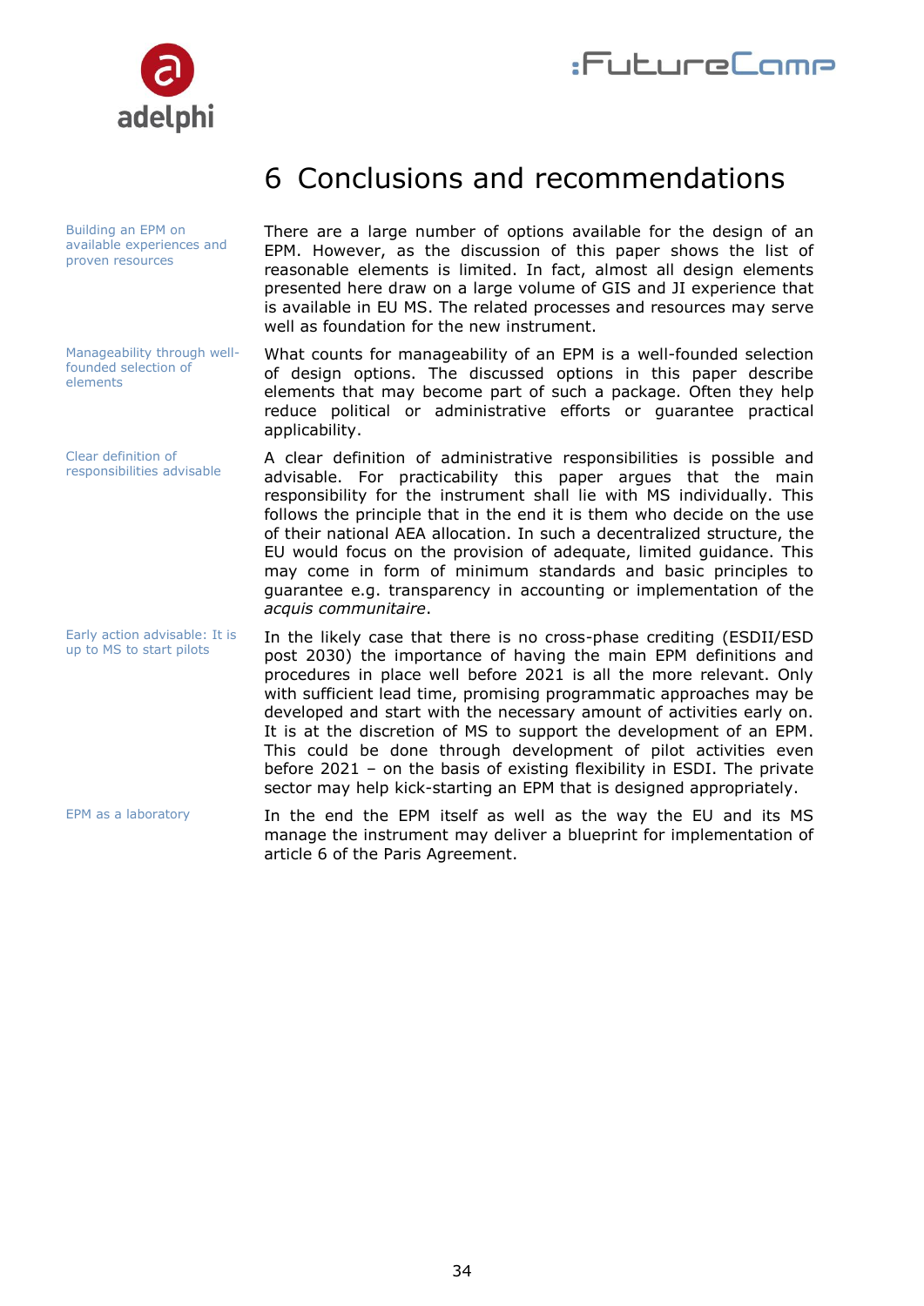# 6 Conclusions and recommendations

Building an EPM on available experiences and proven resources

There are a large number of options available for the design of an EPM. However, as the discussion of this paper shows the list of reasonable elements is limited. In fact, almost all design elements presented here draw on a large volume of GIS and JI experience that is available in EU MS. The related processes and resources may serve well as foundation for the new instrument.

Manageability through well-founded selection of elements

What counts for manageability of an EPM is a well-founded selection of design options. The discussed options in this paper describe elements that may become part of such a package. Often they help reduce political or administrative efforts or guarantee practical applicability.

Clear definition of responsibilities advisable

A clear definition of administrative responsibilities is possible and advisable. For practicability this paper argues that the main responsibility for the instrument shall lie with MS individually. This follows the principle that in the end it is them who decide on the use of their national AEA allocation. In such a decentralized structure, the EU would focus on the provision of adequate, limited guidance. This may come in form of minimum standards and basic principles to guarantee e.g. transparency in accounting or implementation of the *acquis communitaire*.

Early action advisable: It is up to MS to start pilots

In the likely case that there is no cross-phase crediting (ESDII/ESD post 2030) the importance of having the main EPM definitions and procedures in place well before 2021 is all the more relevant. Only with sufficient lead time, promising programmatic approaches may be developed and start with the necessary amount of activities early on. It is at the discretion of MS to support the development of an EPM. This could be done through development of pilot activities even before 2021 – on the basis of existing flexibility in ESDI. The private sector may help kick-starting an EPM that is designed appropriately.

EPM as a laboratory

In the end the EPM itself as well as the way the EU and its MS manage the instrument may deliver a blueprint for implementation of article 6 of the Paris Agreement.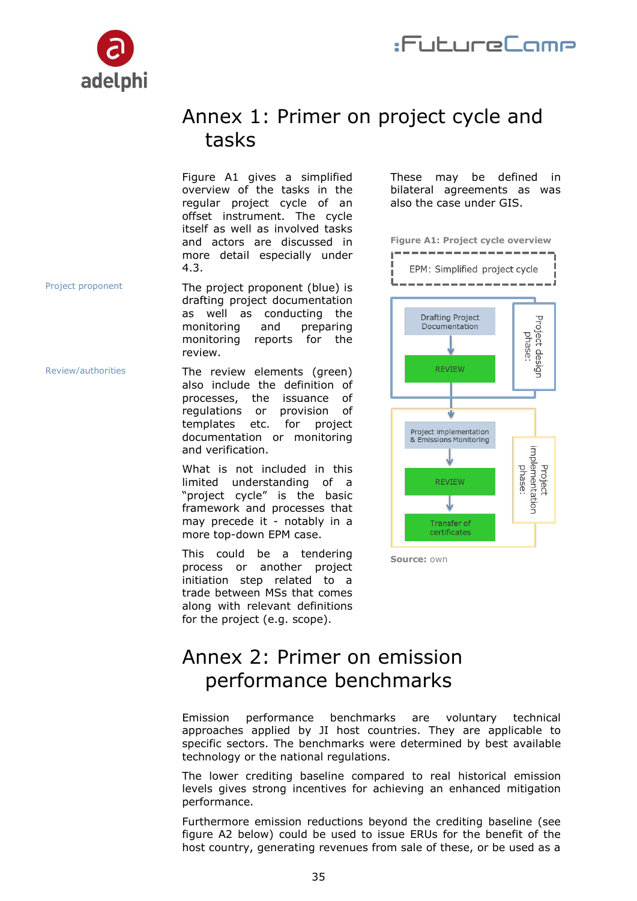# Annex 1: Primer on project cycle and tasks

Figure A1 gives a simplified overview of the tasks in the regular project cycle of an offset instrument. The cycle itself as well as involved tasks and actors are discussed in more detail especially under 4.3.

Project proponent

The project proponent (blue) is drafting project documentation as well as conducting the monitoring and preparing monitoring reports for the review.

Review/authorities

The review elements (green) also include the definition of processes, the issuance of regulations or provision of templates etc. for project documentation or monitoring and verification.

What is not included in this limited understanding of a "project cycle" is the basic framework and processes that may precede it - notably in a more top-down EPM case.

This could be a tendering process or another project initiation step related to a trade between MSs that comes along with relevant definitions for the project (e.g. scope).

These may be defined in bilateral agreements as was also the case under GIS.

**Figure A1: Project cycle overview**

EPM: Simplified project cycle

Project design phase:
- Drafting Project Documentation
- REVIEW

Project implementation phase:
- Project Implementation & Emissions Monitoring
- REVIEW
- Transfer of certificates

**Source:** own

# Annex 2: Primer on emission performance benchmarks

Emission performance benchmarks are voluntary technical approaches applied by JI host countries. They are applicable to specific sectors. The benchmarks were determined by best available technology or the national regulations.

The lower crediting baseline compared to real historical emission levels gives strong incentives for achieving an enhanced mitigation performance.

Furthermore emission reductions beyond the crediting baseline (see figure A2 below) could be used to issue ERUs for the benefit of the host country, generating revenues from sale of these, or be used as a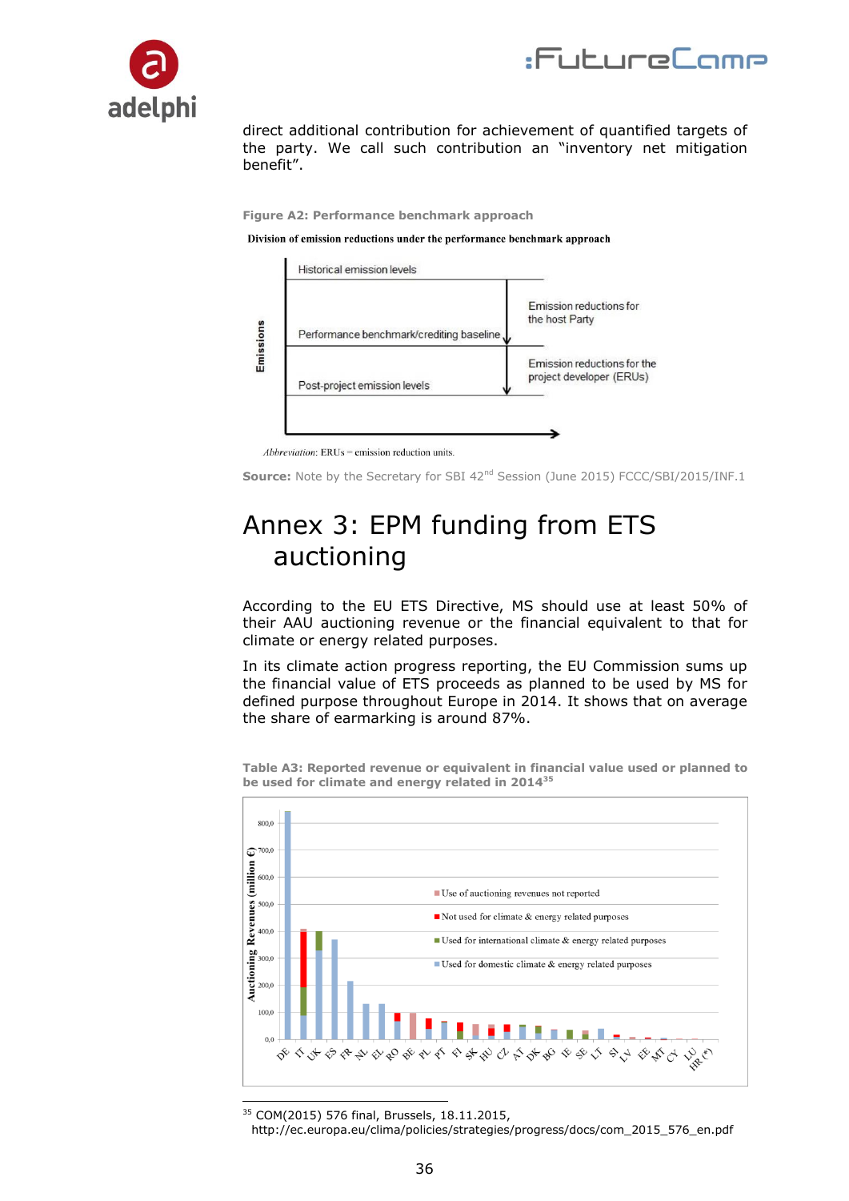direct additional contribution for achievement of quantified targets of the party. We call such contribution an "inventory net mitigation benefit".

**Figure A2: Performance benchmark approach**

Division of emission reductions under the performance benchmark approach

Historical emission levels

Performance benchmark/crediting baseline

Post-project emission levels

Emission reductions for the host Party

Emission reductions for the project developer (ERUs)

Emissions

*Abbreviation*: ERUs = emission reduction units.

**Source:** Note by the Secretary for SBI 42nd Session (June 2015) FCCC/SBI/2015/INF.1

# Annex 3: EPM funding from ETS auctioning

According to the EU ETS Directive, MS should use at least 50% of their AAU auctioning revenue or the financial equivalent to that for climate or energy related purposes.

In its climate action progress reporting, the EU Commission sums up the financial value of ETS proceeds as planned to be used by MS for defined purpose throughout Europe in 2014. It shows that on average the share of earmarking is around 87%.

**Table A3: Reported revenue or equivalent in financial value used or planned to be used for climate and energy related in 2014**[35]

Auctioning Revenues (million €)

0,0 100,0 200,0 300,0 400,0 500,0 600,0 700,0 800,0

- Use of auctioning revenues not reported
- Not used for climate & energy related purposes
- Used for international climate & energy related purposes
- Used for domestic climate & energy related purposes

DE IT UK ES FR NL EL RO BE PL PT FI SK HU CZ AT DK BG IE SE LT SI LV EE MT CY LU HR (\*)

[35] COM(2015) 576 final, Brussels, 18.11.2015, http://ec.europa.eu/clima/policies/strategies/progress/docs/com_2015_576_en.pdf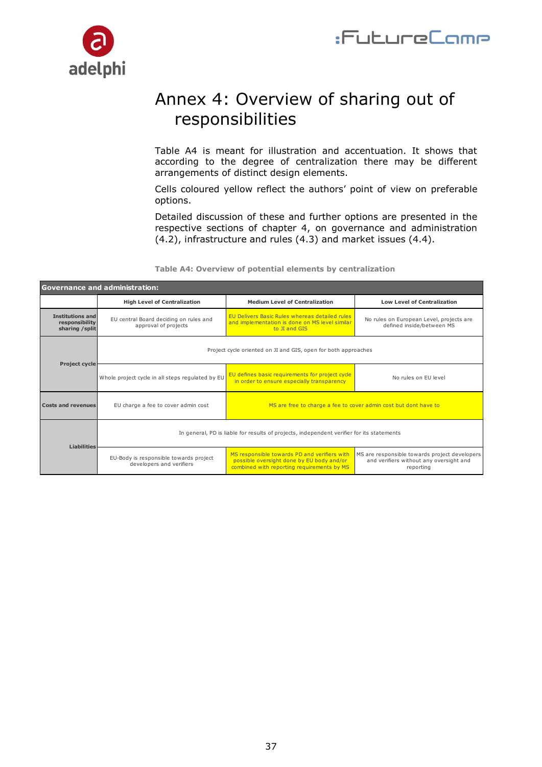# Annex 4: Overview of sharing out of responsibilities

Table A4 is meant for illustration and accentuation. It shows that according to the degree of centralization there may be different arrangements of distinct design elements.

Cells coloured yellow reflect the authors' point of view on preferable options.

Detailed discussion of these and further options are presented in the respective sections of chapter 4, on governance and administration (4.2), infrastructure and rules (4.3) and market issues (4.4).

**Table A4: Overview of potential elements by centralization**

| Governance and administration: | | | |
|---|---|---|---|
| | **High Level of Centralization** | **Medium Level of Centralization** | **Low Level of Centralization** |
| **Institutions and responsibility sharing /split** | EU central Board deciding on rules and approval of projects | EU Delivers Basic Rules whereas detailed rules and implementation is done on MS level similar to JI and GIS | No rules on European Level, projects are defined inside/between MS |
| **Project cycle** | Project cycle oriented on JI and GIS, open for both approaches | | |
| | Whole project cycle in all steps regulated by EU | EU defines basic requirements for project cycle in order to ensure especially transparency | No rules on EU level |
| **Costs and revenues** | EU charge a fee to cover admin cost | MS are free to charge a fee to cover admin cost but dont have to | |
| **Liabilities** | In general, PD is liable for results of projects, independent verifier for its statements | | |
| | EU-Body is responsible towards project developers and verifiers | MS responsible towards PD and verifiers with possible oversight done by EU body and/or combined with reporting requirements by MS | MS are responsible towards project developers and verifiers without any oversight and reporting |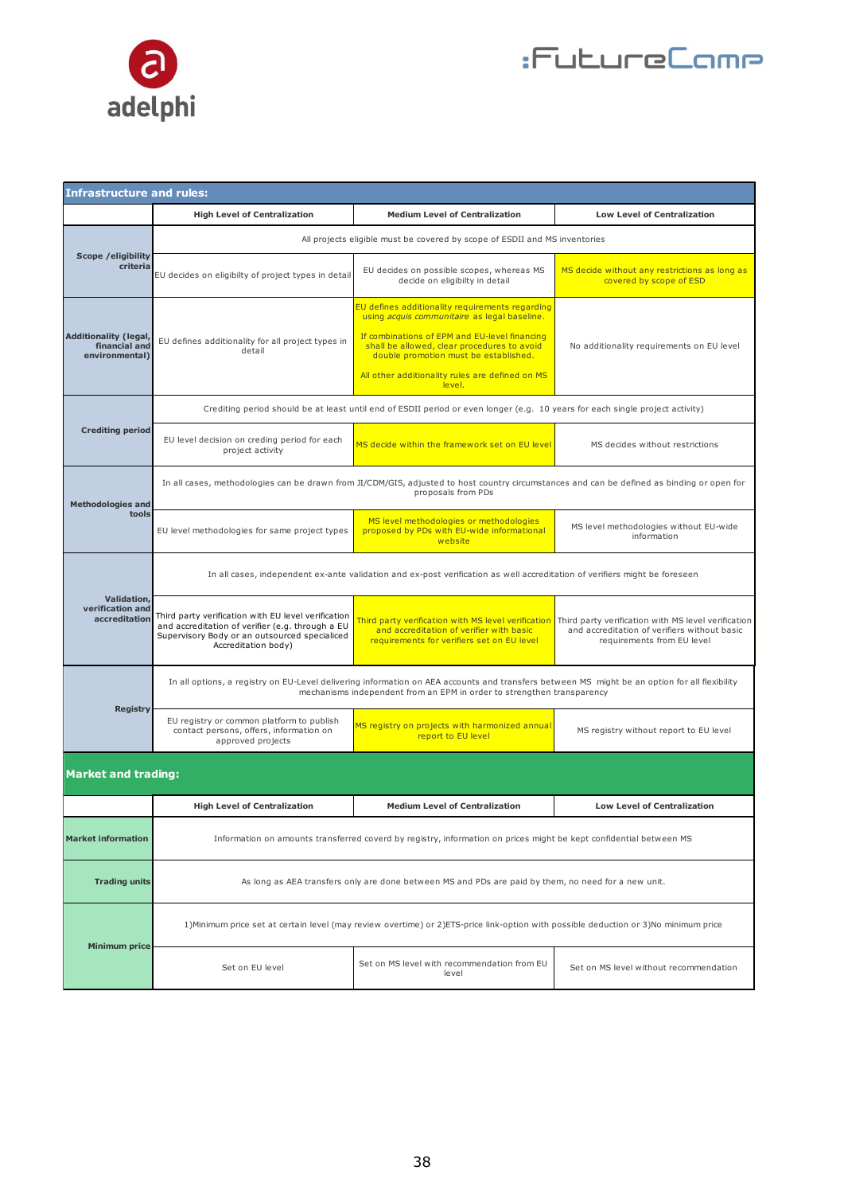**Infrastructure and rules:**

| | High Level of Centralization | Medium Level of Centralization | Low Level of Centralization |
|---|---|---|---|
| **Scope /eligibility criteria** | All projects eligible must be covered by scope of ESDII and MS inventories | | |
| | EU decides on eligibilty of project types in detail | EU decides on possible scopes, whereas MS decide on eligibity in detail | MS decide without any restrictions as long as covered by scope of ESD |
| **Additionality (legal, financial and environmental)** | EU defines additionality for all project types in detail | EU defines additionality requirements regarding using *acquis communitaire* as legal baseline. If combinations of EPM and EU-level financing shall be allowed, clear procedures to avoid double promotion must be established. All other additionality rules are defined on MS level. | No additionality requirements on EU level |
| **Crediting period** | Crediting period should be at least until end of ESDII period or even longer (e.g. 10 years for each single project activity) | | |
| | EU level decision on creding period for each project activity | MS decide within the framework set on EU level | MS decides without restrictions |
| **Methodologies and tools** | In all cases, methodologies can be drawn from JI/CDM/GIS, adjusted to host country circumstances and can be defined as binding or open for proposals from PDs | | |
| | EU level methodologies for same project types | MS level methodologies or methodologies proposed by PDs with EU-wide informational website | MS level methodologies without EU-wide information |
| **Validation, verification and accreditation** | In all cases, independent ex-ante validation and ex-post verification as well accreditation of verifiers might be foreseen | | |
| | Third party verification with EU level verification and accreditation of verifier (e.g. through a EU Supervisory Body or an outsourced specialized Accreditation body) | Third party verification with MS level verification and accreditation of verifier with basic requirements for verifiers set on EU level | Third party verification with MS level verification and accreditation of verifiers without basic requirements from EU level |
| **Registry** | In all options, a registry on EU-Level delivering information on AEA accounts and transfers between MS might be an option for all flexibility mechanisms independent from an EPM in order to strengthen transparency | | |
| | EU registry or common platform to publish contact persons, offers, information on approved projects | MS registry on projects with harmonized annual report to EU level | MS registry without report to EU level |

**Market and trading:**

| | High Level of Centralization | Medium Level of Centralization | Low Level of Centralization |
|---|---|---|---|
| **Market information** | Information on amounts transferred coverd by registry, information on prices might be kept confidential between MS | | |
| **Trading units** | As long as AEA transfers only are done between MS and PDs are paid by them, no need for a new unit. | | |
| **Minimum price** | 1)Minimum price set at certain level (may review overtime) or 2)ETS-price link-option with possible deduction or 3)No minimum price | | |
| | Set on EU level | Set on MS level with recommendation from EU level | Set on MS level without recommendation |